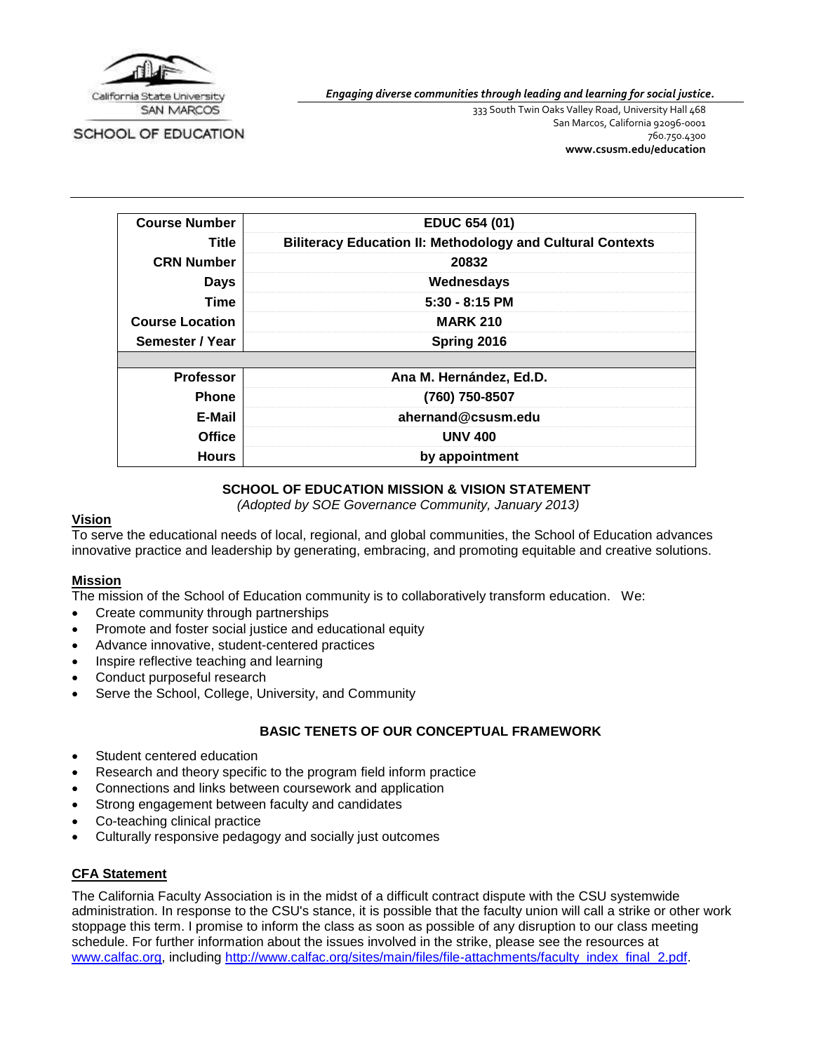California State University SAN MARCOS

SCHOOL OF EDUCATION

*Engaging diverse communities through leading and learning for social justice.*

333 South Twin Oaks Valley Road, University Hall 468
San Marcos, California 92096-0001
760.750.4300
**www.csusm.edu/education**

| Course Number | EDUC 654 (01) |
|---|---|
| Title | Biliteracy Education II: Methodology and Cultural Contexts |
| CRN Number | 20832 |
| Days | Wednesdays |
| Time | 5:30 - 8:15 PM |
| Course Location | MARK 210 |
| Semester / Year | Spring 2016 |
| | |
| Professor | Ana M. Hernández, Ed.D. |
| Phone | (760) 750-8507 |
| E-Mail | ahernand@csusm.edu |
| Office | UNV 400 |
| Hours | by appointment |

## SCHOOL OF EDUCATION MISSION & VISION STATEMENT

*(Adopted by SOE Governance Community, January 2013)*

### Vision

To serve the educational needs of local, regional, and global communities, the School of Education advances innovative practice and leadership by generating, embracing, and promoting equitable and creative solutions.

### Mission

The mission of the School of Education community is to collaboratively transform education. We:

- Create community through partnerships
- Promote and foster social justice and educational equity
- Advance innovative, student-centered practices
- Inspire reflective teaching and learning
- Conduct purposeful research
- Serve the School, College, University, and Community

## BASIC TENETS OF OUR CONCEPTUAL FRAMEWORK

- Student centered education
- Research and theory specific to the program field inform practice
- Connections and links between coursework and application
- Strong engagement between faculty and candidates
- Co-teaching clinical practice
- Culturally responsive pedagogy and socially just outcomes

### CFA Statement

The California Faculty Association is in the midst of a difficult contract dispute with the CSU systemwide administration. In response to the CSU's stance, it is possible that the faculty union will call a strike or other work stoppage this term. I promise to inform the class as soon as possible of any disruption to our class meeting schedule. For further information about the issues involved in the strike, please see the resources at www.calfac.org, including http://www.calfac.org/sites/main/files/file-attachments/faculty_index_final_2.pdf.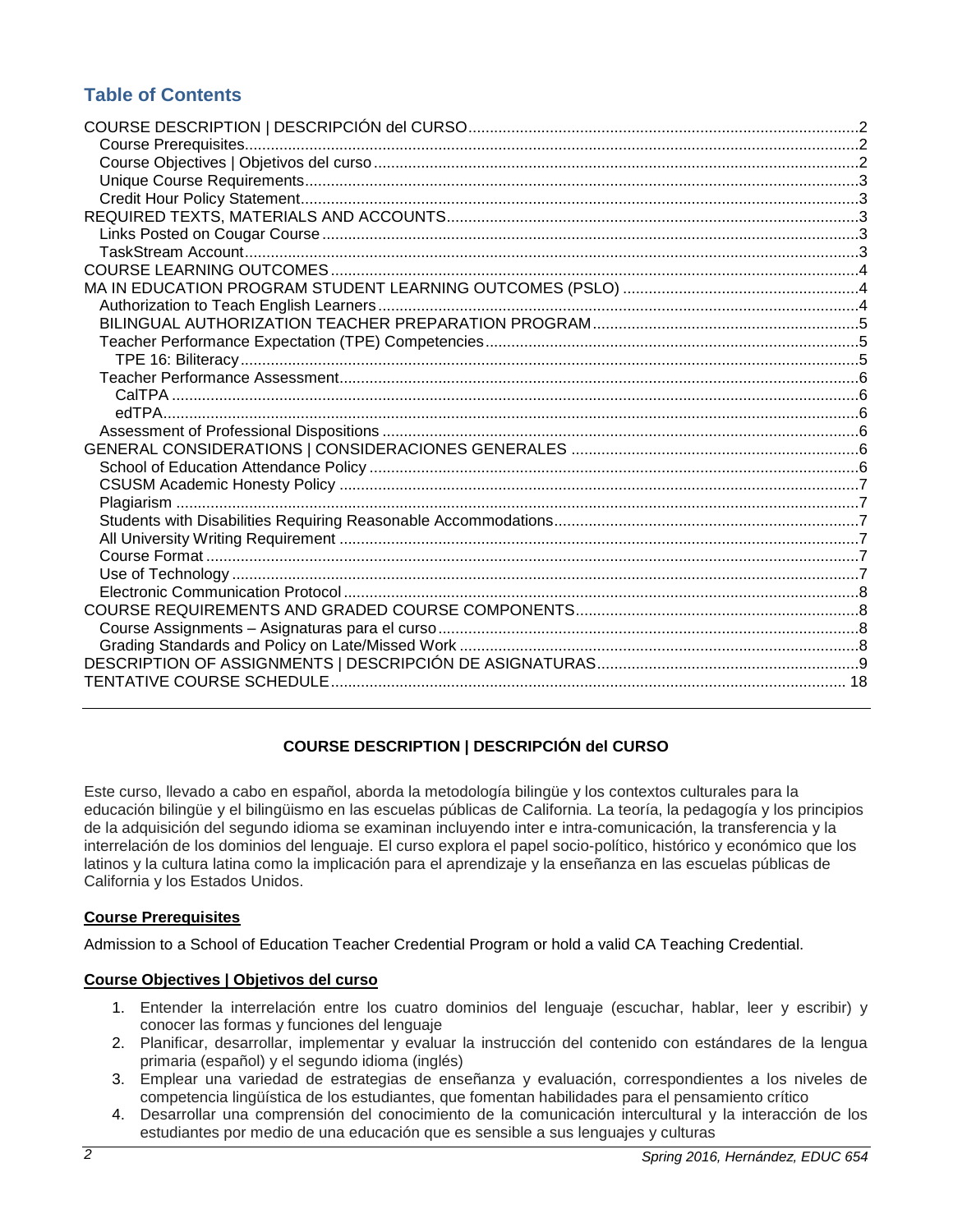## Table of Contents

COURSE DESCRIPTION | DESCRIPCIÓN del CURSO .......... 2
- Course Prerequisites .......... 2
- Course Objectives | Objetivos del curso .......... 2
- Unique Course Requirements .......... 3
- Credit Hour Policy Statement .......... 3

REQUIRED TEXTS, MATERIALS AND ACCOUNTS .......... 3
- Links Posted on Cougar Course .......... 3
- TaskStream Account .......... 3

COURSE LEARNING OUTCOMES .......... 4

MA IN EDUCATION PROGRAM STUDENT LEARNING OUTCOMES (PSLO) .......... 4
- Authorization to Teach English Learners .......... 4
- BILINGUAL AUTHORIZATION TEACHER PREPARATION PROGRAM .......... 5
- Teacher Performance Expectation (TPE) Competencies .......... 5
  - TPE 16: Biliteracy .......... 5
- Teacher Performance Assessment .......... 6
  - CalTPA .......... 6
  - edTPA .......... 6
- Assessment of Professional Dispositions .......... 6

GENERAL CONSIDERATIONS | CONSIDERACIONES GENERALES .......... 6
- School of Education Attendance Policy .......... 6
- CSUSM Academic Honesty Policy .......... 7
- Plagiarism .......... 7
- Students with Disabilities Requiring Reasonable Accommodations .......... 7
- All University Writing Requirement .......... 7
- Course Format .......... 7
- Use of Technology .......... 7
- Electronic Communication Protocol .......... 8

COURSE REQUIREMENTS AND GRADED COURSE COMPONENTS .......... 8
- Course Assignments – Asignaturas para el curso .......... 8
- Grading Standards and Policy on Late/Missed Work .......... 8

DESCRIPTION OF ASSIGNMENTS | DESCRIPCIÓN DE ASIGNATURAS .......... 9

TENTATIVE COURSE SCHEDULE .......... 18

---

## COURSE DESCRIPTION | DESCRIPCIÓN del CURSO

Este curso, llevado a cabo en español, aborda la metodología bilingüe y los contextos culturales para la educación bilingüe y el bilingüismo en las escuelas públicas de California. La teoría, la pedagogía y los principios de la adquisición del segundo idioma se examinan incluyendo inter e intra-comunicación, la transferencia y la interrelación de los dominios del lenguaje. El curso explora el papel socio-político, histórico y económico que los latinos y la cultura latina como la implicación para el aprendizaje y la enseñanza en las escuelas públicas de California y los Estados Unidos.

### Course Prerequisites

Admission to a School of Education Teacher Credential Program or hold a valid CA Teaching Credential.

### Course Objectives | Objetivos del curso

1. Entender la interrelación entre los cuatro dominios del lenguaje (escuchar, hablar, leer y escribir) y conocer las formas y funciones del lenguaje
2. Planificar, desarrollar, implementar y evaluar la instrucción del contenido con estándares de la lengua primaria (español) y el segundo idioma (inglés)
3. Emplear una variedad de estrategias de enseñanza y evaluación, correspondientes a los niveles de competencia lingüística de los estudiantes, que fomentan habilidades para el pensamiento crítico
4. Desarrollar una comprensión del conocimiento de la comunicación intercultural y la interacción de los estudiantes por medio de una educación que es sensible a sus lenguajes y culturas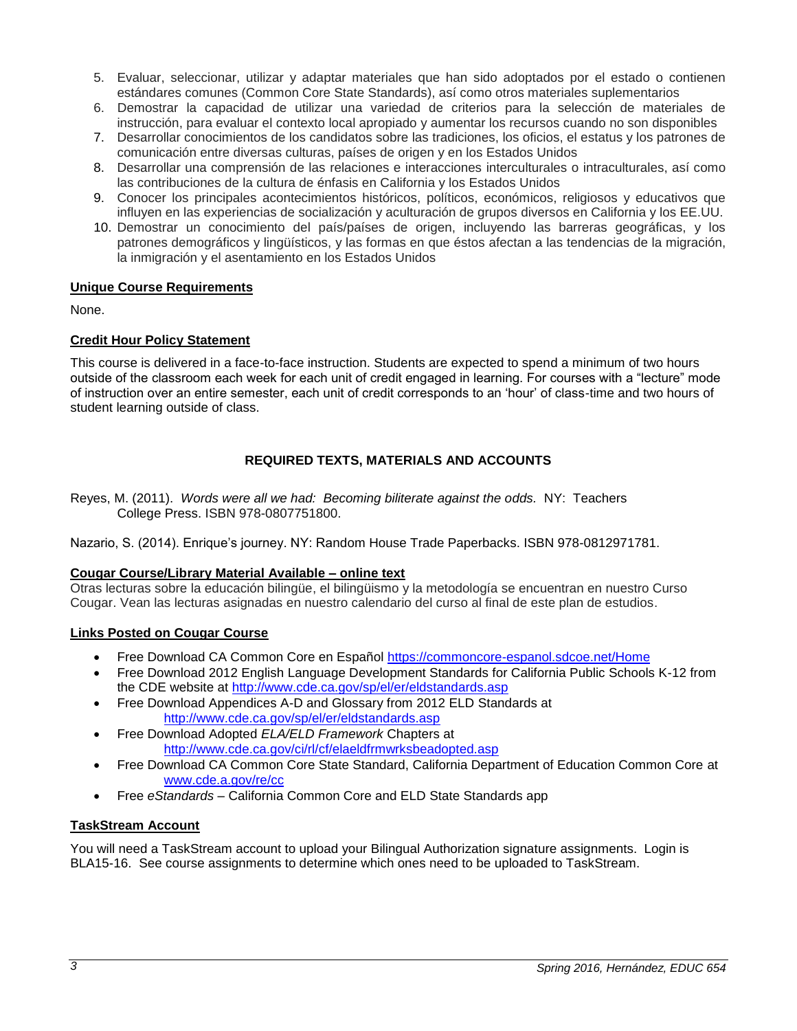5. Evaluar, seleccionar, utilizar y adaptar materiales que han sido adoptados por el estado o contienen estándares comunes (Common Core State Standards), así como otros materiales suplementarios
6. Demostrar la capacidad de utilizar una variedad de criterios para la selección de materiales de instrucción, para evaluar el contexto local apropiado y aumentar los recursos cuando no son disponibles
7. Desarrollar conocimientos de los candidatos sobre las tradiciones, los oficios, el estatus y los patrones de comunicación entre diversas culturas, países de origen y en los Estados Unidos
8. Desarrollar una comprensión de las relaciones e interacciones interculturales o intraculturales, así como las contribuciones de la cultura de énfasis en California y los Estados Unidos
9. Conocer los principales acontecimientos históricos, políticos, económicos, religiosos y educativos que influyen en las experiencias de socialización y aculturación de grupos diversos en California y los EE.UU.
10. Demostrar un conocimiento del país/países de origen, incluyendo las barreras geográficas, y los patrones demográficos y lingüísticos, y las formas en que éstos afectan a las tendencias de la migración, la inmigración y el asentamiento en los Estados Unidos

### Unique Course Requirements

None.

### Credit Hour Policy Statement

This course is delivered in a face-to-face instruction. Students are expected to spend a minimum of two hours outside of the classroom each week for each unit of credit engaged in learning. For courses with a "lecture" mode of instruction over an entire semester, each unit of credit corresponds to an 'hour' of class-time and two hours of student learning outside of class.

## REQUIRED TEXTS, MATERIALS AND ACCOUNTS

Reyes, M. (2011). *Words were all we had: Becoming biliterate against the odds.* NY: Teachers College Press. ISBN 978-0807751800.

Nazario, S. (2014). Enrique's journey. NY: Random House Trade Paperbacks. ISBN 978-0812971781.

### Cougar Course/Library Material Available – online text

Otras lecturas sobre la educación bilingüe, el bilingüismo y la metodología se encuentran en nuestro Curso Cougar. Vean las lecturas asignadas en nuestro calendario del curso al final de este plan de estudios.

### Links Posted on Cougar Course

- Free Download CA Common Core en Español https://commoncore-espanol.sdcoe.net/Home
- Free Download 2012 English Language Development Standards for California Public Schools K-12 from the CDE website at http://www.cde.ca.gov/sp/el/er/eldstandards.asp
- Free Download Appendices A-D and Glossary from 2012 ELD Standards at http://www.cde.ca.gov/sp/el/er/eldstandards.asp
- Free Download Adopted *ELA/ELD Framework* Chapters at http://www.cde.ca.gov/ci/rl/cf/elaeldfrmwrksbeadopted.asp
- Free Download CA Common Core State Standard, California Department of Education Common Core at www.cde.a.gov/re/cc
- Free *eStandards* – California Common Core and ELD State Standards app

### TaskStream Account

You will need a TaskStream account to upload your Bilingual Authorization signature assignments. Login is BLA15-16. See course assignments to determine which ones need to be uploaded to TaskStream.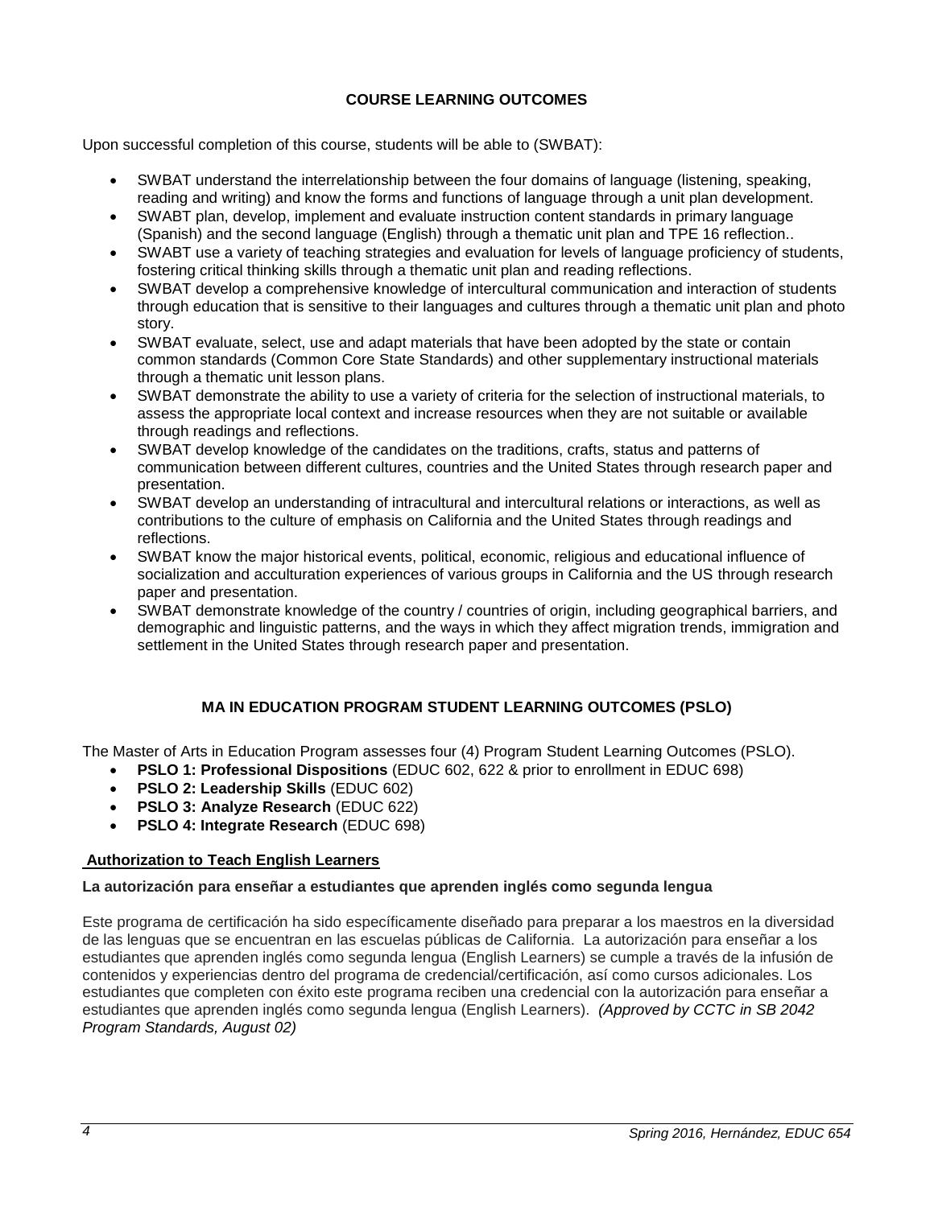## COURSE LEARNING OUTCOMES

Upon successful completion of this course, students will be able to (SWBAT):

- SWBAT understand the interrelationship between the four domains of language (listening, speaking, reading and writing) and know the forms and functions of language through a unit plan development.
- SWABT plan, develop, implement and evaluate instruction content standards in primary language (Spanish) and the second language (English) through a thematic unit plan and TPE 16 reflection..
- SWABT use a variety of teaching strategies and evaluation for levels of language proficiency of students, fostering critical thinking skills through a thematic unit plan and reading reflections.
- SWBAT develop a comprehensive knowledge of intercultural communication and interaction of students through education that is sensitive to their languages and cultures through a thematic unit plan and photo story.
- SWBAT evaluate, select, use and adapt materials that have been adopted by the state or contain common standards (Common Core State Standards) and other supplementary instructional materials through a thematic unit lesson plans.
- SWBAT demonstrate the ability to use a variety of criteria for the selection of instructional materials, to assess the appropriate local context and increase resources when they are not suitable or available through readings and reflections.
- SWBAT develop knowledge of the candidates on the traditions, crafts, status and patterns of communication between different cultures, countries and the United States through research paper and presentation.
- SWBAT develop an understanding of intracultural and intercultural relations or interactions, as well as contributions to the culture of emphasis on California and the United States through readings and reflections.
- SWBAT know the major historical events, political, economic, religious and educational influence of socialization and acculturation experiences of various groups in California and the US through research paper and presentation.
- SWBAT demonstrate knowledge of the country / countries of origin, including geographical barriers, and demographic and linguistic patterns, and the ways in which they affect migration trends, immigration and settlement in the United States through research paper and presentation.

## MA IN EDUCATION PROGRAM STUDENT LEARNING OUTCOMES (PSLO)

The Master of Arts in Education Program assesses four (4) Program Student Learning Outcomes (PSLO).

- **PSLO 1: Professional Dispositions** (EDUC 602, 622 & prior to enrollment in EDUC 698)
- **PSLO 2: Leadership Skills** (EDUC 602)
- **PSLO 3: Analyze Research** (EDUC 622)
- **PSLO 4: Integrate Research** (EDUC 698)

### Authorization to Teach English Learners

**La autorización para enseñar a estudiantes que aprenden inglés como segunda lengua**

Este programa de certificación ha sido específicamente diseñado para preparar a los maestros en la diversidad de las lenguas que se encuentran en las escuelas públicas de California. La autorización para enseñar a los estudiantes que aprenden inglés como segunda lengua (English Learners) se cumple a través de la infusión de contenidos y experiencias dentro del programa de credencial/certificación, así como cursos adicionales. Los estudiantes que completen con éxito este programa reciben una credencial con la autorización para enseñar a estudiantes que aprenden inglés como segunda lengua (English Learners). *(Approved by CCTC in SB 2042 Program Standards, August 02)*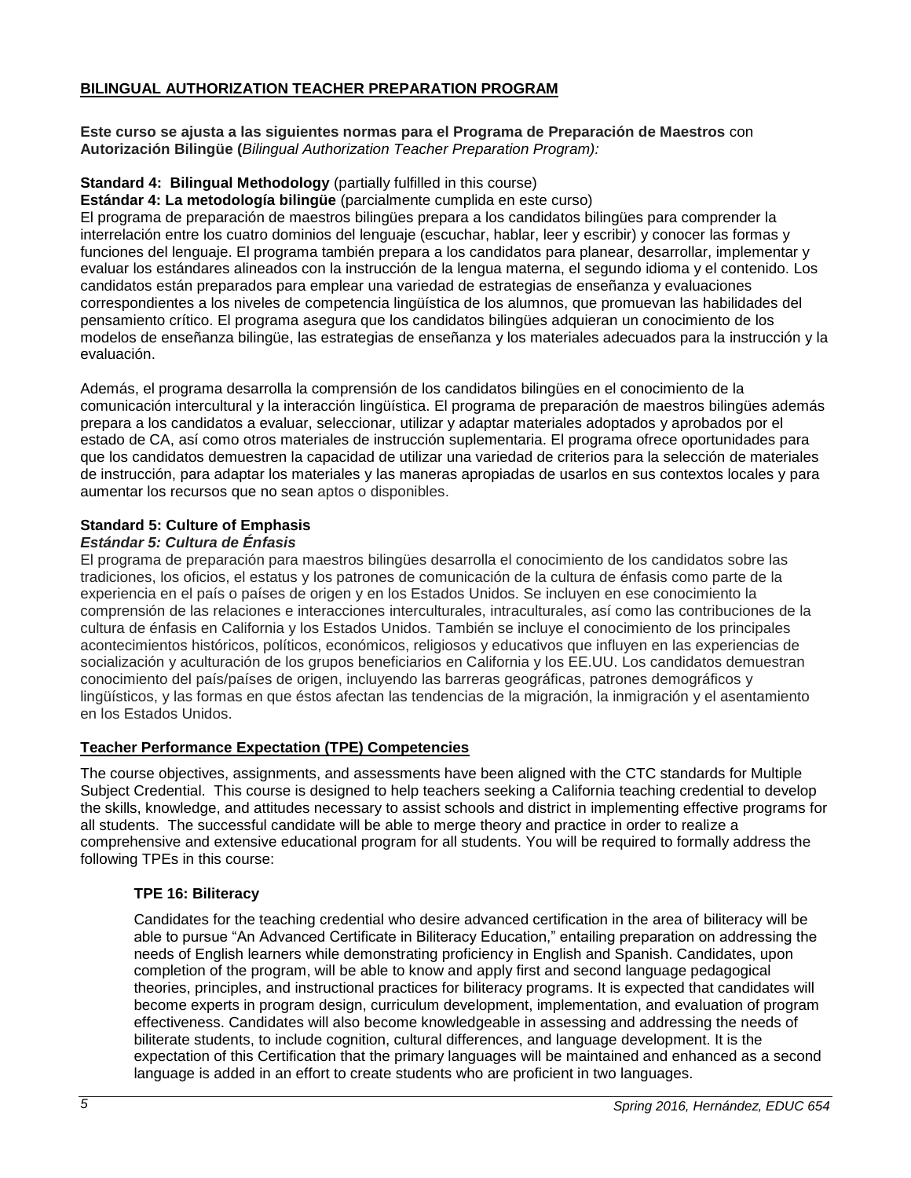## BILINGUAL AUTHORIZATION TEACHER PREPARATION PROGRAM

**Este curso se ajusta a las siguientes normas para el Programa de Preparación de Maestros** con **Autorización Bilingüe (***Bilingual Authorization Teacher Preparation Program):*

**Standard 4: Bilingual Methodology** (partially fulfilled in this course)

**Estándar 4: La metodología bilingüe** (parcialmente cumplida en este curso)

El programa de preparación de maestros bilingües prepara a los candidatos bilingües para comprender la interrelación entre los cuatro dominios del lenguaje (escuchar, hablar, leer y escribir) y conocer las formas y funciones del lenguaje. El programa también prepara a los candidatos para planear, desarrollar, implementar y evaluar los estándares alineados con la instrucción de la lengua materna, el segundo idioma y el contenido. Los candidatos están preparados para emplear una variedad de estrategias de enseñanza y evaluaciones correspondientes a los niveles de competencia lingüística de los alumnos, que promuevan las habilidades del pensamiento crítico. El programa asegura que los candidatos bilingües adquieran un conocimiento de los modelos de enseñanza bilingüe, las estrategias de enseñanza y los materiales adecuados para la instrucción y la evaluación.

Además, el programa desarrolla la comprensión de los candidatos bilingües en el conocimiento de la comunicación intercultural y la interacción lingüística. El programa de preparación de maestros bilingües además prepara a los candidatos a evaluar, seleccionar, utilizar y adaptar materiales adoptados y aprobados por el estado de CA, así como otros materiales de instrucción suplementaria. El programa ofrece oportunidades para que los candidatos demuestren la capacidad de utilizar una variedad de criterios para la selección de materiales de instrucción, para adaptar los materiales y las maneras apropiadas de usarlos en sus contextos locales y para aumentar los recursos que no sean aptos o disponibles.

**Standard 5: Culture of Emphasis**

***Estándar 5: Cultura de Énfasis***

El programa de preparación para maestros bilingües desarrolla el conocimiento de los candidatos sobre las tradiciones, los oficios, el estatus y los patrones de comunicación de la cultura de énfasis como parte de la experiencia en el país o países de origen y en los Estados Unidos. Se incluyen en ese conocimiento la comprensión de las relaciones e interacciones interculturales, intraculturales, así como las contribuciones de la cultura de énfasis en California y los Estados Unidos. También se incluye el conocimiento de los principales acontecimientos históricos, políticos, económicos, religiosos y educativos que influyen en las experiencias de socialización y aculturación de los grupos beneficiarios en California y los EE.UU. Los candidatos demuestran conocimiento del país/países de origen, incluyendo las barreras geográficas, patrones demográficos y lingüísticos, y las formas en que éstos afectan las tendencias de la migración, la inmigración y el asentamiento en los Estados Unidos.

## Teacher Performance Expectation (TPE) Competencies

The course objectives, assignments, and assessments have been aligned with the CTC standards for Multiple Subject Credential. This course is designed to help teachers seeking a California teaching credential to develop the skills, knowledge, and attitudes necessary to assist schools and district in implementing effective programs for all students. The successful candidate will be able to merge theory and practice in order to realize a comprehensive and extensive educational program for all students. You will be required to formally address the following TPEs in this course:

### TPE 16: Biliteracy

Candidates for the teaching credential who desire advanced certification in the area of biliteracy will be able to pursue "An Advanced Certificate in Biliteracy Education," entailing preparation on addressing the needs of English learners while demonstrating proficiency in English and Spanish. Candidates, upon completion of the program, will be able to know and apply first and second language pedagogical theories, principles, and instructional practices for biliteracy programs. It is expected that candidates will become experts in program design, curriculum development, implementation, and evaluation of program effectiveness. Candidates will also become knowledgeable in assessing and addressing the needs of biliterate students, to include cognition, cultural differences, and language development. It is the expectation of this Certification that the primary languages will be maintained and enhanced as a second language is added in an effort to create students who are proficient in two languages.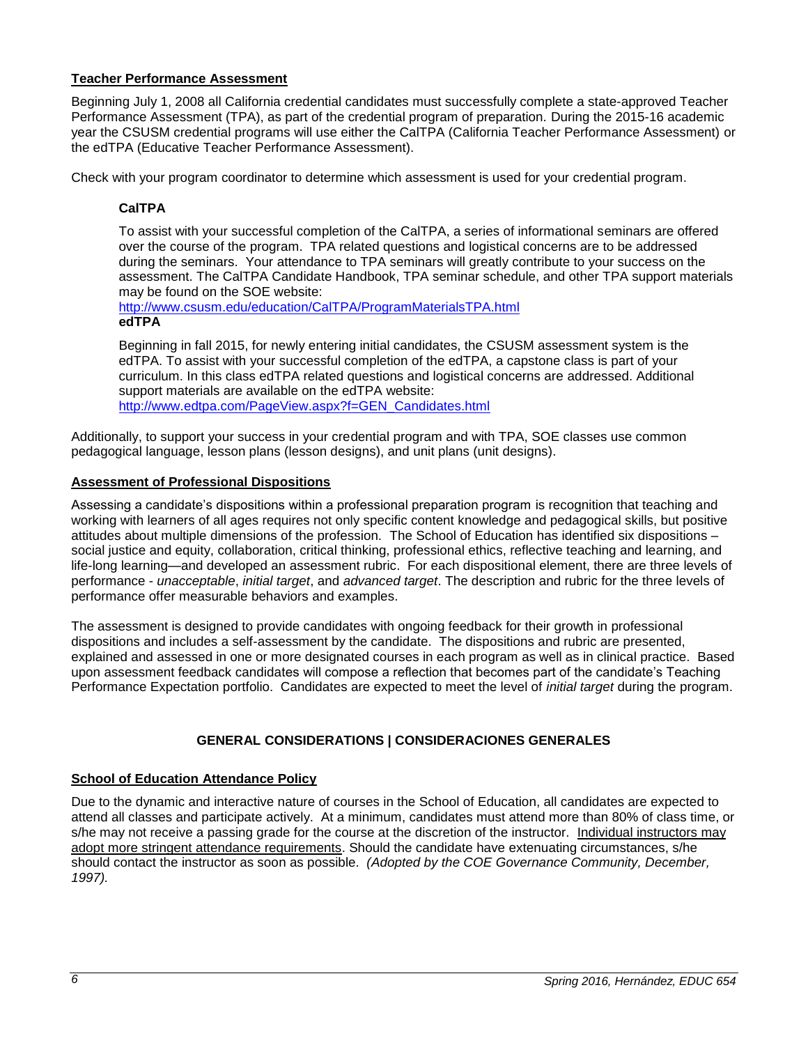## Teacher Performance Assessment

Beginning July 1, 2008 all California credential candidates must successfully complete a state-approved Teacher Performance Assessment (TPA), as part of the credential program of preparation. During the 2015-16 academic year the CSUSM credential programs will use either the CalTPA (California Teacher Performance Assessment) or the edTPA (Educative Teacher Performance Assessment).

Check with your program coordinator to determine which assessment is used for your credential program.

### CalTPA

To assist with your successful completion of the CalTPA, a series of informational seminars are offered over the course of the program. TPA related questions and logistical concerns are to be addressed during the seminars. Your attendance to TPA seminars will greatly contribute to your success on the assessment. The CalTPA Candidate Handbook, TPA seminar schedule, and other TPA support materials may be found on the SOE website:
http://www.csusm.edu/education/CalTPA/ProgramMaterialsTPA.html

### edTPA

Beginning in fall 2015, for newly entering initial candidates, the CSUSM assessment system is the edTPA. To assist with your successful completion of the edTPA, a capstone class is part of your curriculum. In this class edTPA related questions and logistical concerns are addressed. Additional support materials are available on the edTPA website:
http://www.edtpa.com/PageView.aspx?f=GEN_Candidates.html

Additionally, to support your success in your credential program and with TPA, SOE classes use common pedagogical language, lesson plans (lesson designs), and unit plans (unit designs).

## Assessment of Professional Dispositions

Assessing a candidate's dispositions within a professional preparation program is recognition that teaching and working with learners of all ages requires not only specific content knowledge and pedagogical skills, but positive attitudes about multiple dimensions of the profession. The School of Education has identified six dispositions – social justice and equity, collaboration, critical thinking, professional ethics, reflective teaching and learning, and life-long learning—and developed an assessment rubric. For each dispositional element, there are three levels of performance - *unacceptable*, *initial target*, and *advanced target*. The description and rubric for the three levels of performance offer measurable behaviors and examples.

The assessment is designed to provide candidates with ongoing feedback for their growth in professional dispositions and includes a self-assessment by the candidate. The dispositions and rubric are presented, explained and assessed in one or more designated courses in each program as well as in clinical practice. Based upon assessment feedback candidates will compose a reflection that becomes part of the candidate's Teaching Performance Expectation portfolio. Candidates are expected to meet the level of *initial target* during the program.

# GENERAL CONSIDERATIONS | CONSIDERACIONES GENERALES

## School of Education Attendance Policy

Due to the dynamic and interactive nature of courses in the School of Education, all candidates are expected to attend all classes and participate actively. At a minimum, candidates must attend more than 80% of class time, or s/he may not receive a passing grade for the course at the discretion of the instructor. Individual instructors may adopt more stringent attendance requirements. Should the candidate have extenuating circumstances, s/he should contact the instructor as soon as possible. *(Adopted by the COE Governance Community, December, 1997).*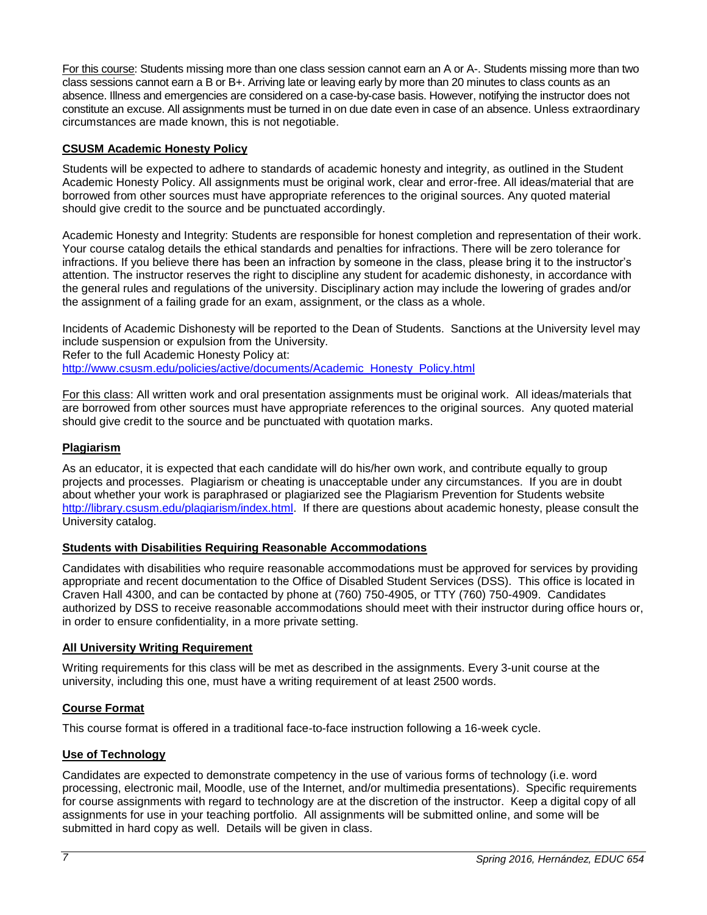For this course: Students missing more than one class session cannot earn an A or A-. Students missing more than two class sessions cannot earn a B or B+. Arriving late or leaving early by more than 20 minutes to class counts as an absence. Illness and emergencies are considered on a case-by-case basis. However, notifying the instructor does not constitute an excuse. All assignments must be turned in on due date even in case of an absence. Unless extraordinary circumstances are made known, this is not negotiable.

## CSUSM Academic Honesty Policy

Students will be expected to adhere to standards of academic honesty and integrity, as outlined in the Student Academic Honesty Policy. All assignments must be original work, clear and error-free. All ideas/material that are borrowed from other sources must have appropriate references to the original sources. Any quoted material should give credit to the source and be punctuated accordingly.

Academic Honesty and Integrity: Students are responsible for honest completion and representation of their work. Your course catalog details the ethical standards and penalties for infractions. There will be zero tolerance for infractions. If you believe there has been an infraction by someone in the class, please bring it to the instructor's attention. The instructor reserves the right to discipline any student for academic dishonesty, in accordance with the general rules and regulations of the university. Disciplinary action may include the lowering of grades and/or the assignment of a failing grade for an exam, assignment, or the class as a whole.

Incidents of Academic Dishonesty will be reported to the Dean of Students. Sanctions at the University level may include suspension or expulsion from the University.
Refer to the full Academic Honesty Policy at:
http://www.csusm.edu/policies/active/documents/Academic_Honesty_Policy.html

For this class: All written work and oral presentation assignments must be original work. All ideas/materials that are borrowed from other sources must have appropriate references to the original sources. Any quoted material should give credit to the source and be punctuated with quotation marks.

## Plagiarism

As an educator, it is expected that each candidate will do his/her own work, and contribute equally to group projects and processes. Plagiarism or cheating is unacceptable under any circumstances. If you are in doubt about whether your work is paraphrased or plagiarized see the Plagiarism Prevention for Students website http://library.csusm.edu/plagiarism/index.html. If there are questions about academic honesty, please consult the University catalog.

## Students with Disabilities Requiring Reasonable Accommodations

Candidates with disabilities who require reasonable accommodations must be approved for services by providing appropriate and recent documentation to the Office of Disabled Student Services (DSS). This office is located in Craven Hall 4300, and can be contacted by phone at (760) 750-4905, or TTY (760) 750-4909. Candidates authorized by DSS to receive reasonable accommodations should meet with their instructor during office hours or, in order to ensure confidentiality, in a more private setting.

## All University Writing Requirement

Writing requirements for this class will be met as described in the assignments. Every 3-unit course at the university, including this one, must have a writing requirement of at least 2500 words.

## Course Format

This course format is offered in a traditional face-to-face instruction following a 16-week cycle.

## Use of Technology

Candidates are expected to demonstrate competency in the use of various forms of technology (i.e. word processing, electronic mail, Moodle, use of the Internet, and/or multimedia presentations). Specific requirements for course assignments with regard to technology are at the discretion of the instructor. Keep a digital copy of all assignments for use in your teaching portfolio. All assignments will be submitted online, and some will be submitted in hard copy as well. Details will be given in class.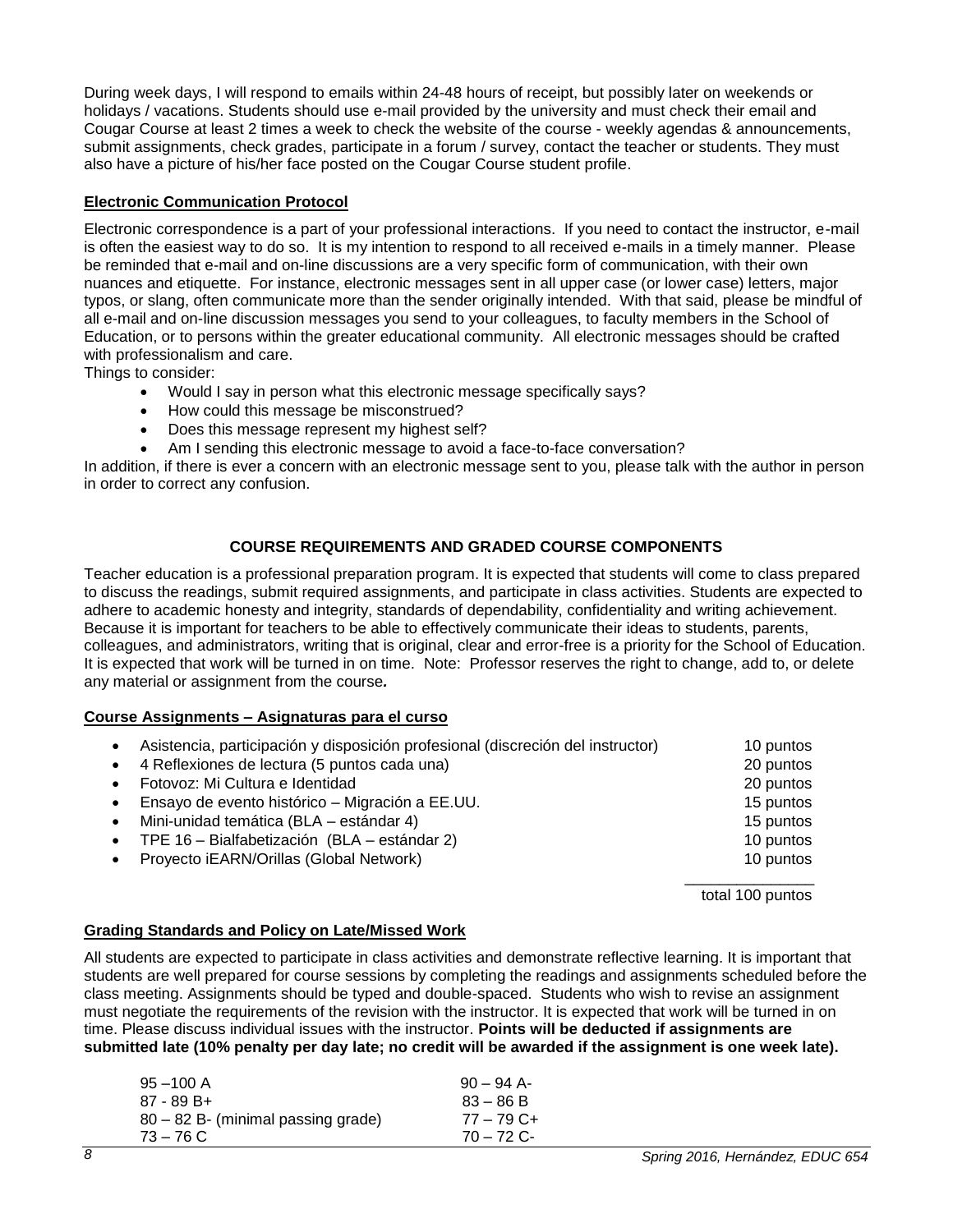During week days, I will respond to emails within 24-48 hours of receipt, but possibly later on weekends or holidays / vacations. Students should use e-mail provided by the university and must check their email and Cougar Course at least 2 times a week to check the website of the course - weekly agendas & announcements, submit assignments, check grades, participate in a forum / survey, contact the teacher or students. They must also have a picture of his/her face posted on the Cougar Course student profile.

**Electronic Communication Protocol**

Electronic correspondence is a part of your professional interactions. If you need to contact the instructor, e-mail is often the easiest way to do so. It is my intention to respond to all received e-mails in a timely manner. Please be reminded that e-mail and on-line discussions are a very specific form of communication, with their own nuances and etiquette. For instance, electronic messages sent in all upper case (or lower case) letters, major typos, or slang, often communicate more than the sender originally intended. With that said, please be mindful of all e-mail and on-line discussion messages you send to your colleagues, to faculty members in the School of Education, or to persons within the greater educational community. All electronic messages should be crafted with professionalism and care.

Things to consider:

- Would I say in person what this electronic message specifically says?
- How could this message be misconstrued?
- Does this message represent my highest self?
- Am I sending this electronic message to avoid a face-to-face conversation?

In addition, if there is ever a concern with an electronic message sent to you, please talk with the author in person in order to correct any confusion.

## COURSE REQUIREMENTS AND GRADED COURSE COMPONENTS

Teacher education is a professional preparation program. It is expected that students will come to class prepared to discuss the readings, submit required assignments, and participate in class activities. Students are expected to adhere to academic honesty and integrity, standards of dependability, confidentiality and writing achievement. Because it is important for teachers to be able to effectively communicate their ideas to students, parents, colleagues, and administrators, writing that is original, clear and error-free is a priority for the School of Education. It is expected that work will be turned in on time. Note: Professor reserves the right to change, add to, or delete any material or assignment from the course*.*

**Course Assignments – Asignaturas para el curso**

| Assignment | Points |
|---|---|
| Asistencia, participación y disposición profesional (discreción del instructor) | 10 puntos |
| 4 Reflexiones de lectura (5 puntos cada una) | 20 puntos |
| Fotovoz: Mi Cultura e Identidad | 20 puntos |
| Ensayo de evento histórico – Migración a EE.UU. | 15 puntos |
| Mini-unidad temática (BLA – estándar 4) | 15 puntos |
| TPE 16 – Bialfabetización (BLA – estándar 2) | 10 puntos |
| Proyecto iEARN/Orillas (Global Network) | 10 puntos |
| | total 100 puntos |

**Grading Standards and Policy on Late/Missed Work**

All students are expected to participate in class activities and demonstrate reflective learning. It is important that students are well prepared for course sessions by completing the readings and assignments scheduled before the class meeting. Assignments should be typed and double-spaced. Students who wish to revise an assignment must negotiate the requirements of the revision with the instructor. It is expected that work will be turned in on time. Please discuss individual issues with the instructor. **Points will be deducted if assignments are submitted late (10% penalty per day late; no credit will be awarded if the assignment is one week late).**

| | |
|---|---|
| 95 –100 A | 90 – 94 A- |
| 87 - 89 B+ | 83 – 86 B |
| 80 – 82 B- (minimal passing grade) | 77 – 79 C+ |
| 73 – 76 C | 70 – 72 C- |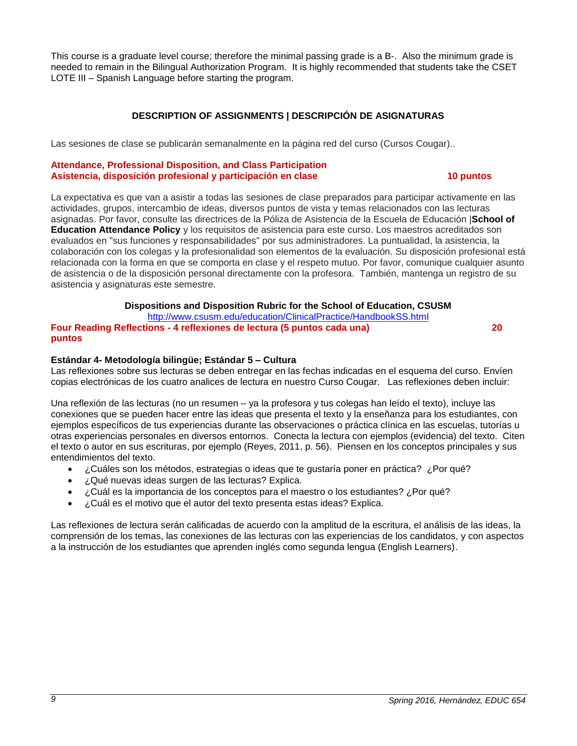This course is a graduate level course; therefore the minimal passing grade is a B-. Also the minimum grade is needed to remain in the Bilingual Authorization Program. It is highly recommended that students take the CSET LOTE III – Spanish Language before starting the program.

## DESCRIPTION OF ASSIGNMENTS | DESCRIPCIÓN DE ASIGNATURAS

Las sesiones de clase se publicarán semanalmente en la página red del curso (Cursos Cougar)..

### Attendance, Professional Disposition, and Class Participation
### Asistencia, disposición profesional y participación en clase — 10 puntos

La expectativa es que van a asistir a todas las sesiones de clase preparados para participar activamente en las actividades, grupos, intercambio de ideas, diversos puntos de vista y temas relacionados con las lecturas asignadas. Por favor, consulte las directrices de la Póliza de Asistencia de la Escuela de Educación |**School of Education Attendance Policy** y los requisitos de asistencia para este curso. Los maestros acreditados son evaluados en "sus funciones y responsabilidades" por sus administradores. La puntualidad, la asistencia, la colaboración con los colegas y la profesionalidad son elementos de la evaluación. Su disposición profesional está relacionada con la forma en que se comporta en clase y el respeto mutuo. Por favor, comunique cualquier asunto de asistencia o de la disposición personal directamente con la profesora. También, mantenga un registro de su asistencia y asignaturas este semestre.

**Dispositions and Disposition Rubric for the School of Education, CSUSM**

http://www.csusm.edu/education/ClinicalPractice/HandbookSS.html

### Four Reading Reflections - 4 reflexiones de lectura (5 puntos cada una) — 20 puntos

**Estándar 4- Metodología bilingüe; Estándar 5 – Cultura**

Las reflexiones sobre sus lecturas se deben entregar en las fechas indicadas en el esquema del curso. Envíen copias electrónicas de los cuatro analices de lectura en nuestro Curso Cougar. Las reflexiones deben incluir:

Una reflexión de las lecturas (no un resumen – ya la profesora y tus colegas han leído el texto), incluye las conexiones que se pueden hacer entre las ideas que presenta el texto y la enseñanza para los estudiantes, con ejemplos específicos de tus experiencias durante las observaciones o práctica clínica en las escuelas, tutorías u otras experiencias personales en diversos entornos. Conecta la lectura con ejemplos (evidencia) del texto. Citen el texto o autor en sus escrituras, por ejemplo (Reyes, 2011, p. 56). Piensen en los conceptos principales y sus entendimientos del texto.

- ¿Cuáles son los métodos, estrategias o ideas que te gustaría poner en práctica? ¿Por qué?
- ¿Qué nuevas ideas surgen de las lecturas? Explica.
- ¿Cuál es la importancia de los conceptos para el maestro o los estudiantes? ¿Por qué?
- ¿Cuál es el motivo que el autor del texto presenta estas ideas? Explica.

Las reflexiones de lectura serán calificadas de acuerdo con la amplitud de la escritura, el análisis de las ideas, la comprensión de los temas, las conexiones de las lecturas con las experiencias de los candidatos, y con aspectos a la instrucción de los estudiantes que aprenden inglés como segunda lengua (English Learners).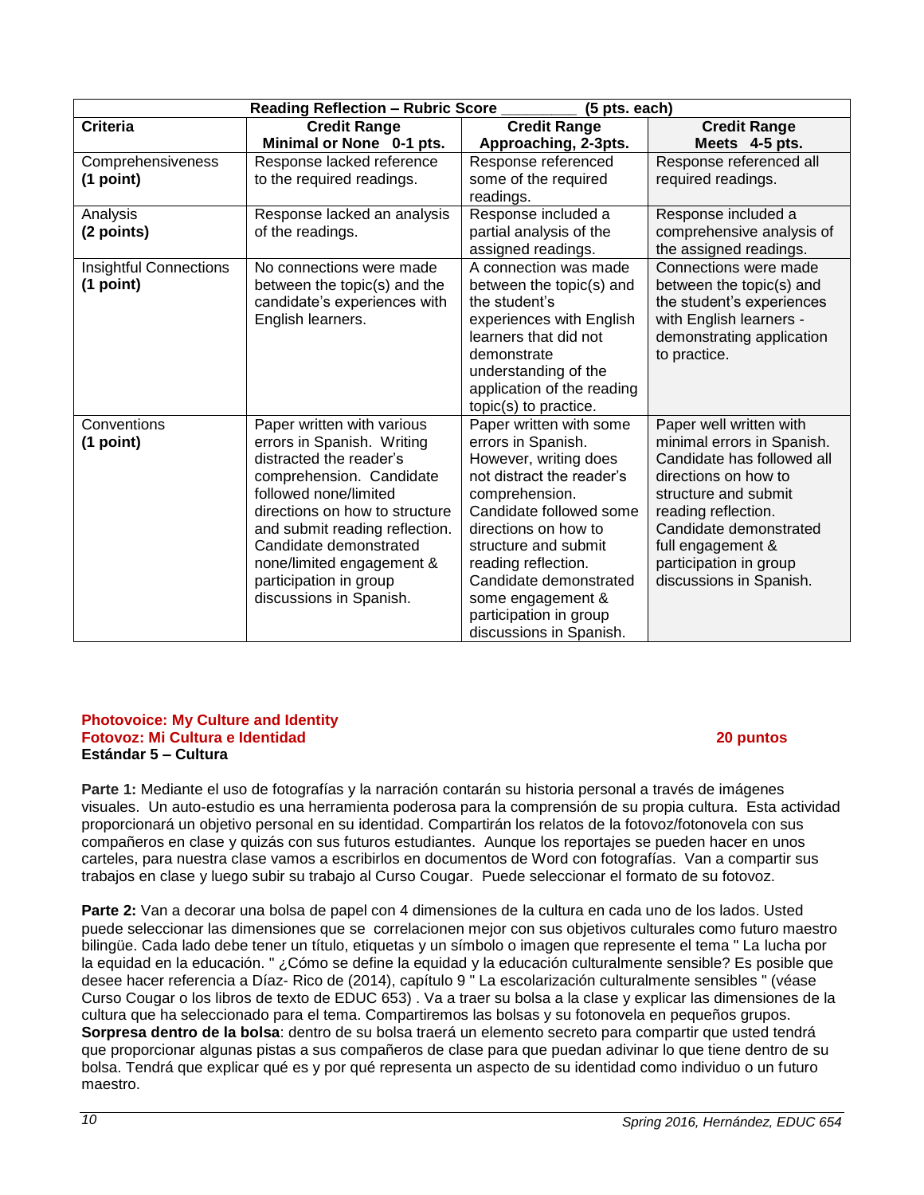| Reading Reflection – Rubric Score ________ (5 pts. each) | | | |
|---|---|---|---|
| **Criteria** | **Credit Range Minimal or None 0-1 pts.** | **Credit Range Approaching, 2-3pts.** | **Credit Range Meets 4-5 pts.** |
| Comprehensiveness **(1 point)** | Response lacked reference to the required readings. | Response referenced some of the required readings. | Response referenced all required readings. |
| Analysis **(2 points)** | Response lacked an analysis of the readings. | Response included a partial analysis of the assigned readings. | Response included a comprehensive analysis of the assigned readings. |
| Insightful Connections **(1 point)** | No connections were made between the topic(s) and the candidate's experiences with English learners. | A connection was made between the topic(s) and the student's experiences with English learners that did not demonstrate understanding of the application of the reading topic(s) to practice. | Connections were made between the topic(s) and the student's experiences with English learners - demonstrating application to practice. |
| Conventions **(1 point)** | Paper written with various errors in Spanish. Writing distracted the reader's comprehension. Candidate followed none/limited directions on how to structure and submit reading reflection. Candidate demonstrated none/limited engagement & participation in group discussions in Spanish. | Paper written with some errors in Spanish. However, writing does not distract the reader's comprehension. Candidate followed some directions on how to structure and submit reading reflection. Candidate demonstrated some engagement & participation in group discussions in Spanish. | Paper well written with minimal errors in Spanish. Candidate has followed all directions on how to structure and submit reading reflection. Candidate demonstrated full engagement & participation in group discussions in Spanish. |

**Photovoice: My Culture and Identity**
**Fotovoz: Mi Cultura e Identidad** **20 puntos**
**Estándar 5 – Cultura**

**Parte 1:** Mediante el uso de fotografías y la narración contarán su historia personal a través de imágenes visuales. Un auto-estudio es una herramienta poderosa para la comprensión de su propia cultura. Esta actividad proporcionará un objetivo personal en su identidad. Compartirán los relatos de la fotovoz/fotonovela con sus compañeros en clase y quizás con sus futuros estudiantes. Aunque los reportajes se pueden hacer en unos carteles, para nuestra clase vamos a escribirlos en documentos de Word con fotografías. Van a compartir sus trabajos en clase y luego subir su trabajo al Curso Cougar. Puede seleccionar el formato de su fotovoz.

**Parte 2:** Van a decorar una bolsa de papel con 4 dimensiones de la cultura en cada uno de los lados. Usted puede seleccionar las dimensiones que se correlacionen mejor con sus objetivos culturales como futuro maestro bilingüe. Cada lado debe tener un título, etiquetas y un símbolo o imagen que represente el tema " La lucha por la equidad en la educación. " ¿Cómo se define la equidad y la educación culturalmente sensible? Es posible que desee hacer referencia a Díaz- Rico de (2014), capítulo 9 " La escolarización culturalmente sensibles " (véase Curso Cougar o los libros de texto de EDUC 653) . Va a traer su bolsa a la clase y explicar las dimensiones de la cultura que ha seleccionado para el tema. Compartiremos las bolsas y su fotonovela en pequeños grupos. **Sorpresa dentro de la bolsa**: dentro de su bolsa traerá un elemento secreto para compartir que usted tendrá que proporcionar algunas pistas a sus compañeros de clase para que puedan adivinar lo que tiene dentro de su bolsa. Tendrá que explicar qué es y por qué representa un aspecto de su identidad como individuo o un futuro maestro.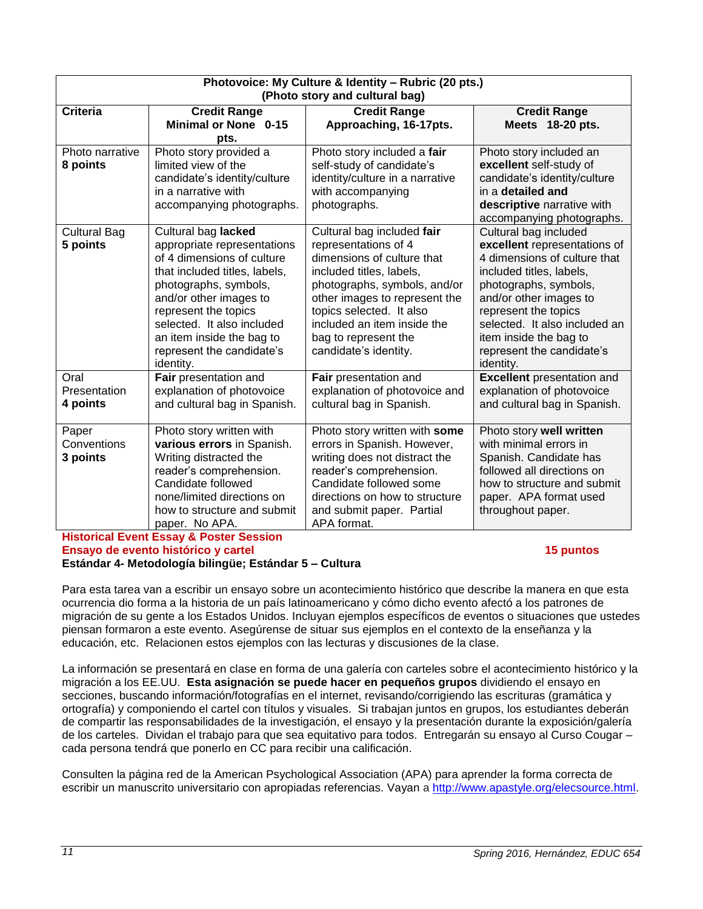| **Photovoice: My Culture & Identity – Rubric (20 pts.) (Photo story and cultural bag)** | | | |
|---|---|---|---|
| **Criteria** | **Credit Range Minimal or None 0-15 pts.** | **Credit Range Approaching, 16-17pts.** | **Credit Range Meets 18-20 pts.** |
| Photo narrative **8 points** | Photo story provided a limited view of the candidate's identity/culture in a narrative with accompanying photographs. | Photo story included a **fair** self-study of candidate's identity/culture in a narrative with accompanying photographs. | Photo story included an **excellent** self-study of candidate's identity/culture in a **detailed and descriptive** narrative with accompanying photographs. |
| Cultural Bag **5 points** | Cultural bag **lacked** appropriate representations of 4 dimensions of culture that included titles, labels, photographs, symbols, and/or other images to represent the topics selected. It also included an item inside the bag to represent the candidate's identity. | Cultural bag included **fair** representations of 4 dimensions of culture that included titles, labels, photographs, symbols, and/or other images to represent the topics selected. It also included an item inside the bag to represent the candidate's identity. | Cultural bag included **excellent** representations of 4 dimensions of culture that included titles, labels, photographs, symbols, and/or other images to represent the topics selected. It also included an item inside the bag to represent the candidate's identity. |
| Oral Presentation **4 points** | **Fair** presentation and explanation of photovoice and cultural bag in Spanish. | **Fair** presentation and explanation of photovoice and cultural bag in Spanish. | **Excellent** presentation and explanation of photovoice and cultural bag in Spanish. |
| Paper Conventions **3 points** | Photo story written with **various errors** in Spanish. Writing distracted the reader's comprehension. Candidate followed none/limited directions on how to structure and submit paper. No APA. | Photo story written with **some** errors in Spanish. However, writing does not distract the reader's comprehension. Candidate followed some directions on how to structure and submit paper. Partial APA format. | Photo story **well written** with minimal errors in Spanish. Candidate has followed all directions on how to structure and submit paper. APA format used throughout paper. |

**Historical Event Essay & Poster Session**
**Ensayo de evento histórico y cartel** **15 puntos**
**Estándar 4- Metodología bilingüe; Estándar 5 – Cultura**

Para esta tarea van a escribir un ensayo sobre un acontecimiento histórico que describe la manera en que esta ocurrencia dio forma a la historia de un país latinoamericano y cómo dicho evento afectó a los patrones de migración de su gente a los Estados Unidos. Incluyan ejemplos específicos de eventos o situaciones que ustedes piensan formaron a este evento. Asegúrense de situar sus ejemplos en el contexto de la enseñanza y la educación, etc. Relacionen estos ejemplos con las lecturas y discusiones de la clase.

La información se presentará en clase en forma de una galería con carteles sobre el acontecimiento histórico y la migración a los EE.UU. **Esta asignación se puede hacer en pequeños grupos** dividiendo el ensayo en secciones, buscando información/fotografías en el internet, revisando/corrigiendo las escrituras (gramática y ortografía) y componiendo el cartel con títulos y visuales. Si trabajan juntos en grupos, los estudiantes deberán de compartir las responsabilidades de la investigación, el ensayo y la presentación durante la exposición/galería de los carteles. Dividan el trabajo para que sea equitativo para todos. Entregarán su ensayo al Curso Cougar – cada persona tendrá que ponerlo en CC para recibir una calificación.

Consulten la página red de la American Psychological Association (APA) para aprender la forma correcta de escribir un manuscrito universitario con apropiadas referencias. Vayan a http://www.apastyle.org/elecsource.html.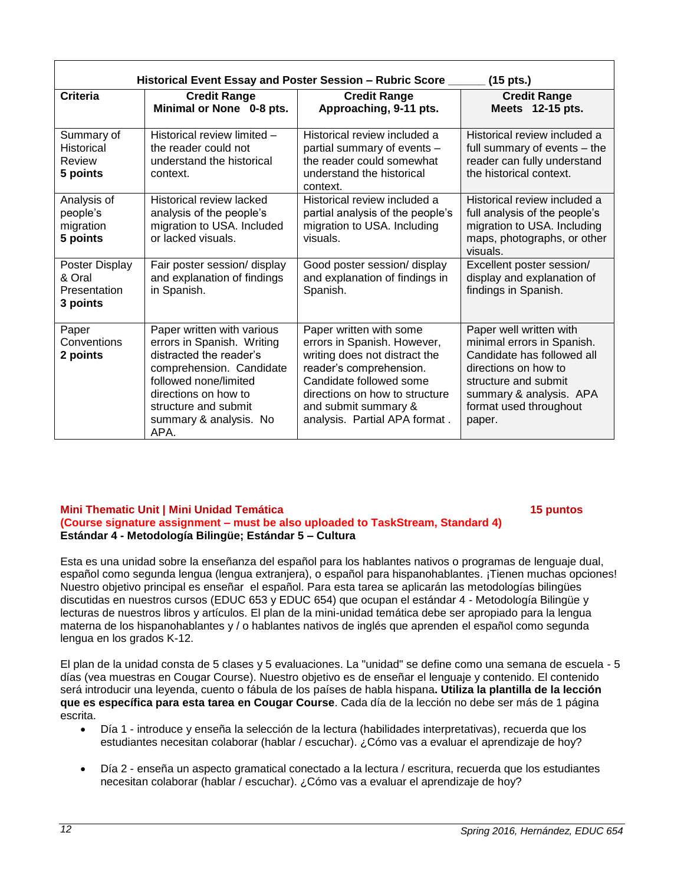| Historical Event Essay and Poster Session – Rubric Score ______ (15 pts.) | | | |
|---|---|---|---|
| **Criteria** | **Credit Range Minimal or None 0-8 pts.** | **Credit Range Approaching, 9-11 pts.** | **Credit Range Meets 12-15 pts.** |
| Summary of Historical Review **5 points** | Historical review limited – the reader could not understand the historical context. | Historical review included a partial summary of events – the reader could somewhat understand the historical context. | Historical review included a full summary of events – the reader can fully understand the historical context. |
| Analysis of people's migration **5 points** | Historical review lacked analysis of the people's migration to USA. Included or lacked visuals. | Historical review included a partial analysis of the people's migration to USA. Including visuals. | Historical review included a full analysis of the people's migration to USA. Including maps, photographs, or other visuals. |
| Poster Display & Oral Presentation **3 points** | Fair poster session/ display and explanation of findings in Spanish. | Good poster session/ display and explanation of findings in Spanish. | Excellent poster session/ display and explanation of findings in Spanish. |
| Paper Conventions **2 points** | Paper written with various errors in Spanish. Writing distracted the reader's comprehension. Candidate followed none/limited directions on how to structure and submit summary & analysis. No APA. | Paper written with some errors in Spanish. However, writing does not distract the reader's comprehension. Candidate followed some directions on how to structure and submit summary & analysis. Partial APA format . | Paper well written with minimal errors in Spanish. Candidate has followed all directions on how to structure and submit summary & analysis. APA format used throughout paper. |

**Mini Thematic Unit | Mini Unidad Temática** **15 puntos**
**(Course signature assignment – must be also uploaded to TaskStream, Standard 4)**
**Estándar 4 - Metodología Bilingüe; Estándar 5 – Cultura**

Esta es una unidad sobre la enseñanza del español para los hablantes nativos o programas de lenguaje dual, español como segunda lengua (lengua extranjera), o español para hispanohablantes. ¡Tienen muchas opciones! Nuestro objetivo principal es enseñar el español. Para esta tarea se aplicarán las metodologías bilingües discutidas en nuestros cursos (EDUC 653 y EDUC 654) que ocupan el estándar 4 - Metodología Bilingüe y lecturas de nuestros libros y artículos. El plan de la mini-unidad temática debe ser apropiado para la lengua materna de los hispanohablantes y / o hablantes nativos de inglés que aprenden el español como segunda lengua en los grados K-12.

El plan de la unidad consta de 5 clases y 5 evaluaciones. La "unidad" se define como una semana de escuela - 5 días (vea muestras en Cougar Course). Nuestro objetivo es de enseñar el lenguaje y contenido. El contenido será introducir una leyenda, cuento o fábula de los países de habla hispana**. Utiliza la plantilla de la lección que es específica para esta tarea en Cougar Course**. Cada día de la lección no debe ser más de 1 página escrita.

- Día 1 - introduce y enseña la selección de la lectura (habilidades interpretativas), recuerda que los estudiantes necesitan colaborar (hablar / escuchar). ¿Cómo vas a evaluar el aprendizaje de hoy?
- Día 2 - enseña un aspecto gramatical conectado a la lectura / escritura, recuerda que los estudiantes necesitan colaborar (hablar / escuchar). ¿Cómo vas a evaluar el aprendizaje de hoy?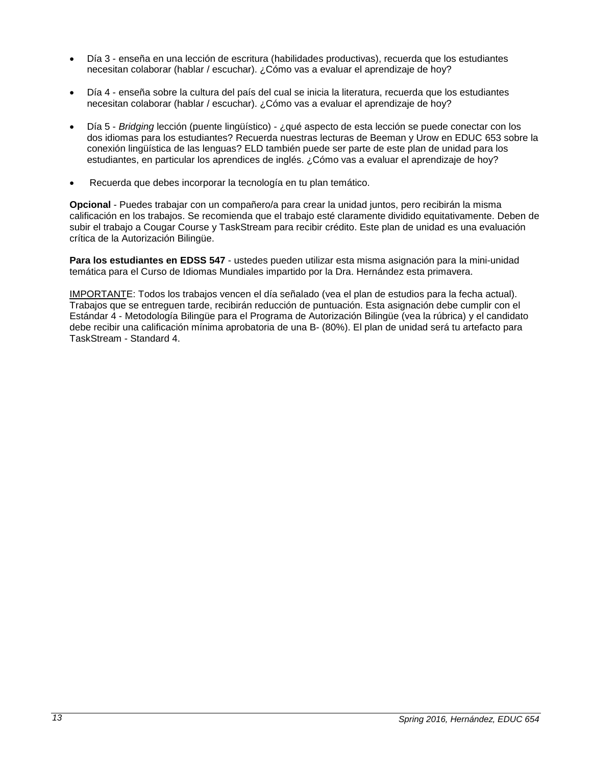- Día 3 - enseña en una lección de escritura (habilidades productivas), recuerda que los estudiantes necesitan colaborar (hablar / escuchar). ¿Cómo vas a evaluar el aprendizaje de hoy?

- Día 4 - enseña sobre la cultura del país del cual se inicia la literatura, recuerda que los estudiantes necesitan colaborar (hablar / escuchar). ¿Cómo vas a evaluar el aprendizaje de hoy?

- Día 5 - *Bridging* lección (puente lingüístico) - ¿qué aspecto de esta lección se puede conectar con los dos idiomas para los estudiantes? Recuerda nuestras lecturas de Beeman y Urow en EDUC 653 sobre la conexión lingüística de las lenguas? ELD también puede ser parte de este plan de unidad para los estudiantes, en particular los aprendices de inglés. ¿Cómo vas a evaluar el aprendizaje de hoy?

- Recuerda que debes incorporar la tecnología en tu plan temático.

**Opcional** - Puedes trabajar con un compañero/a para crear la unidad juntos, pero recibirán la misma calificación en los trabajos. Se recomienda que el trabajo esté claramente dividido equitativamente. Deben de subir el trabajo a Cougar Course y TaskStream para recibir crédito. Este plan de unidad es una evaluación crítica de la Autorización Bilingüe.

**Para los estudiantes en EDSS 547** - ustedes pueden utilizar esta misma asignación para la mini-unidad temática para el Curso de Idiomas Mundiales impartido por la Dra. Hernández esta primavera.

<u>IMPORTANT</u>E: Todos los trabajos vencen el día señalado (vea el plan de estudios para la fecha actual). Trabajos que se entreguen tarde, recibirán reducción de puntuación. Esta asignación debe cumplir con el Estándar 4 - Metodología Bilingüe para el Programa de Autorización Bilingüe (vea la rúbrica) y el candidato debe recibir una calificación mínima aprobatoria de una B- (80%). El plan de unidad será tu artefacto para TaskStream - Standard 4.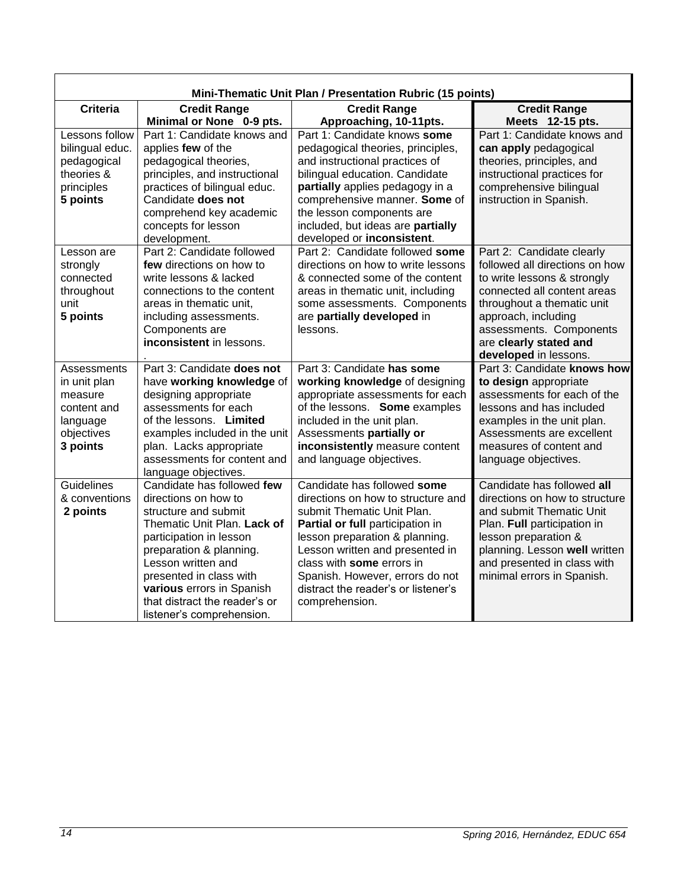| Mini-Thematic Unit Plan / Presentation Rubric (15 points) | | | |
|---|---|---|---|
| **Criteria** | **Credit Range Minimal or None 0-9 pts.** | **Credit Range Approaching, 10-11pts.** | **Credit Range Meets 12-15 pts.** |
| Lessons follow bilingual educ. pedagogical theories & principles **5 points** | Part 1: Candidate knows and applies **few** of the pedagogical theories, principles, and instructional practices of bilingual educ. Candidate **does not** comprehend key academic concepts for lesson development. | Part 1: Candidate knows **some** pedagogical theories, principles, and instructional practices of bilingual education. Candidate **partially** applies pedagogy in a comprehensive manner. **Some** of the lesson components are included, but ideas are **partially** developed or **inconsistent**. | Part 1: Candidate knows and **can apply** pedagogical theories, principles, and instructional practices for comprehensive bilingual instruction in Spanish. |
| Lesson are strongly connected throughout unit **5 points** | Part 2: Candidate followed **few** directions on how to write lessons & lacked connections to the content areas in thematic unit, including assessments. Components are **inconsistent** in lessons. . | Part 2: Candidate followed **some** directions on how to write lessons & connected some of the content areas in thematic unit, including some assessments. Components are **partially developed** in lessons. | Part 2: Candidate clearly followed all directions on how to write lessons & strongly connected all content areas throughout a thematic unit approach, including assessments. Components are **clearly stated and developed** in lessons. |
| Assessments in unit plan measure content and language objectives **3 points** | Part 3: Candidate **does not** have **working knowledge** of designing appropriate assessments for each of the lessons. **Limited** examples included in the unit plan. Lacks appropriate assessments for content and language objectives. | Part 3: Candidate **has some working knowledge** of designing appropriate assessments for each of the lessons. **Some** examples included in the unit plan. Assessments **partially or inconsistently** measure content and language objectives. | Part 3: Candidate **knows how to design** appropriate assessments for each of the lessons and has included examples in the unit plan. Assessments are excellent measures of content and language objectives. |
| Guidelines & conventions **2 points** | Candidate has followed **few** directions on how to structure and submit Thematic Unit Plan. **Lack of** participation in lesson preparation & planning. Lesson written and presented in class with **various** errors in Spanish that distract the reader's or listener's comprehension. | Candidate has followed **some** directions on how to structure and submit Thematic Unit Plan. **Partial or full** participation in lesson preparation & planning. Lesson written and presented in class with **some** errors in Spanish. However, errors do not distract the reader's or listener's comprehension. | Candidate has followed **all** directions on how to structure and submit Thematic Unit Plan. **Full** participation in lesson preparation & planning. Lesson **well** written and presented in class with minimal errors in Spanish. |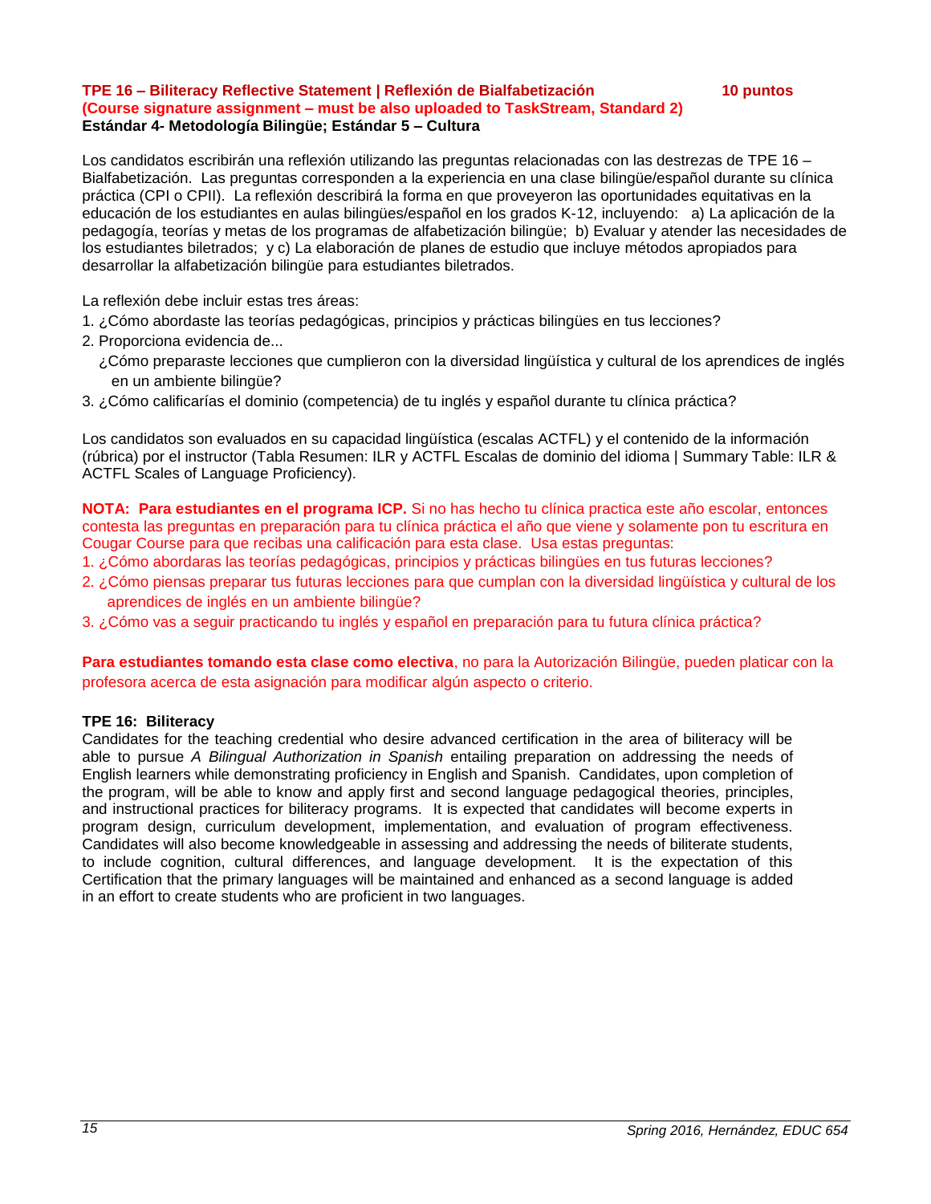**TPE 16 – Biliteracy Reflective Statement | Reflexión de Bialfabetización 10 puntos**
**(Course signature assignment – must be also uploaded to TaskStream, Standard 2)**
**Estándar 4- Metodología Bilingüe; Estándar 5 – Cultura**

Los candidatos escribirán una reflexión utilizando las preguntas relacionadas con las destrezas de TPE 16 – Bialfabetización. Las preguntas corresponden a la experiencia en una clase bilingüe/español durante su clínica práctica (CPI o CPII). La reflexión describirá la forma en que proveyeron las oportunidades equitativas en la educación de los estudiantes en aulas bilingües/español en los grados K-12, incluyendo: a) La aplicación de la pedagogía, teorías y metas de los programas de alfabetización bilingüe; b) Evaluar y atender las necesidades de los estudiantes biletrados; y c) La elaboración de planes de estudio que incluye métodos apropiados para desarrollar la alfabetización bilingüe para estudiantes biletrados.

La reflexión debe incluir estas tres áreas:

1. ¿Cómo abordaste las teorías pedagógicas, principios y prácticas bilingües en tus lecciones?
2. Proporciona evidencia de...
   ¿Cómo preparaste lecciones que cumplieron con la diversidad lingüística y cultural de los aprendices de inglés en un ambiente bilingüe?
3. ¿Cómo calificarías el dominio (competencia) de tu inglés y español durante tu clínica práctica?

Los candidatos son evaluados en su capacidad lingüística (escalas ACTFL) y el contenido de la información (rúbrica) por el instructor (Tabla Resumen: ILR y ACTFL Escalas de dominio del idioma | Summary Table: ILR & ACTFL Scales of Language Proficiency).

**NOTA: Para estudiantes en el programa ICP.** Si no has hecho tu clínica practica este año escolar, entonces contesta las preguntas en preparación para tu clínica práctica el año que viene y solamente pon tu escritura en Cougar Course para que recibas una calificación para esta clase. Usa estas preguntas:

1. ¿Cómo abordarías las teorías pedagógicas, principios y prácticas bilingües en tus futuras lecciones?
2. ¿Cómo piensas preparar tus futuras lecciones para que cumplan con la diversidad lingüística y cultural de los aprendices de inglés en un ambiente bilingüe?
3. ¿Cómo vas a seguir practicando tu inglés y español en preparación para tu futura clínica práctica?

**Para estudiantes tomando esta clase como electiva**, no para la Autorización Bilingüe, pueden platicar con la profesora acerca de esta asignación para modificar algún aspecto o criterio.

**TPE 16: Biliteracy**
Candidates for the teaching credential who desire advanced certification in the area of biliteracy will be able to pursue *A Bilingual Authorization in Spanish* entailing preparation on addressing the needs of English learners while demonstrating proficiency in English and Spanish. Candidates, upon completion of the program, will be able to know and apply first and second language pedagogical theories, principles, and instructional practices for biliteracy programs. It is expected that candidates will become experts in program design, curriculum development, implementation, and evaluation of program effectiveness. Candidates will also become knowledgeable in assessing and addressing the needs of biliterate students, to include cognition, cultural differences, and language development. It is the expectation of this Certification that the primary languages will be maintained and enhanced as a second language is added in an effort to create students who are proficient in two languages.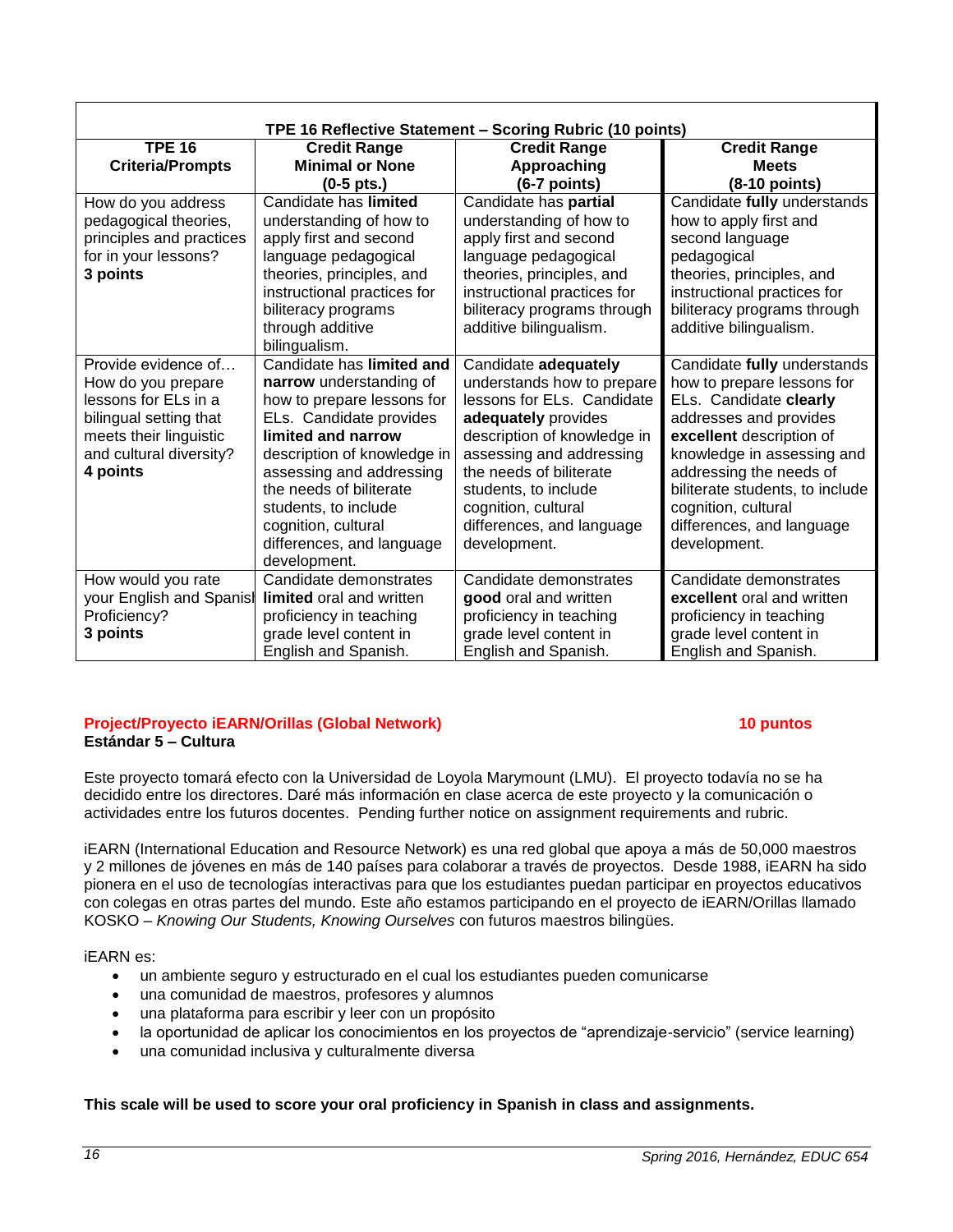| TPE 16 Reflective Statement – Scoring Rubric (10 points) | | | |
|---|---|---|---|
| **TPE 16 Criteria/Prompts** | **Credit Range Minimal or None (0-5 pts.)** | **Credit Range Approaching (6-7 points)** | **Credit Range Meets (8-10 points)** |
| How do you address pedagogical theories, principles and practices for in your lessons? **3 points** | Candidate has **limited** understanding of how to apply first and second language pedagogical theories, principles, and instructional practices for biliteracy programs through additive bilingualism. | Candidate has **partial** understanding of how to apply first and second language pedagogical theories, principles, and instructional practices for biliteracy programs through additive bilingualism. | Candidate **fully** understands how to apply first and second language pedagogical theories, principles, and instructional practices for biliteracy programs through additive bilingualism. |
| Provide evidence of… How do you prepare lessons for ELs in a bilingual setting that meets their linguistic and cultural diversity? **4 points** | Candidate has **limited and narrow** understanding of how to prepare lessons for ELs. Candidate provides **limited and narrow** description of knowledge in assessing and addressing the needs of biliterate students, to include cognition, cultural differences, and language development. | Candidate **adequately** understands how to prepare lessons for ELs. Candidate **adequately** provides description of knowledge in assessing and addressing the needs of biliterate students, to include cognition, cultural differences, and language development. | Candidate **fully** understands how to prepare lessons for ELs. Candidate **clearly** addresses and provides **excellent** description of knowledge in assessing and addressing the needs of biliterate students, to include cognition, cultural differences, and language development. |
| How would you rate your English and Spanish Proficiency? **3 points** | Candidate demonstrates **limited** oral and written proficiency in teaching grade level content in English and Spanish. | Candidate demonstrates **good** oral and written proficiency in teaching grade level content in English and Spanish. | Candidate demonstrates **excellent** oral and written proficiency in teaching grade level content in English and Spanish. |

**Project/Proyecto iEARN/Orillas (Global Network)** **10 puntos**
**Estándar 5 – Cultura**

Este proyecto tomará efecto con la Universidad de Loyola Marymount (LMU). El proyecto todavía no se ha decidido entre los directores. Daré más información en clase acerca de este proyecto y la comunicación o actividades entre los futuros docentes. Pending further notice on assignment requirements and rubric.

iEARN (International Education and Resource Network) es una red global que apoya a más de 50,000 maestros y 2 millones de jóvenes en más de 140 países para colaborar a través de proyectos. Desde 1988, iEARN ha sido pionera en el uso de tecnologías interactivas para que los estudiantes puedan participar en proyectos educativos con colegas en otras partes del mundo. Este año estamos participando en el proyecto de iEARN/Orillas llamado KOSKO – *Knowing Our Students, Knowing Ourselves* con futuros maestros bilingües.

iEARN es:

- un ambiente seguro y estructurado en el cual los estudiantes pueden comunicarse
- una comunidad de maestros, profesores y alumnos
- una plataforma para escribir y leer con un propósito
- la oportunidad de aplicar los conocimientos en los proyectos de "aprendizaje-servicio" (service learning)
- una comunidad inclusiva y culturalmente diversa

**This scale will be used to score your oral proficiency in Spanish in class and assignments.**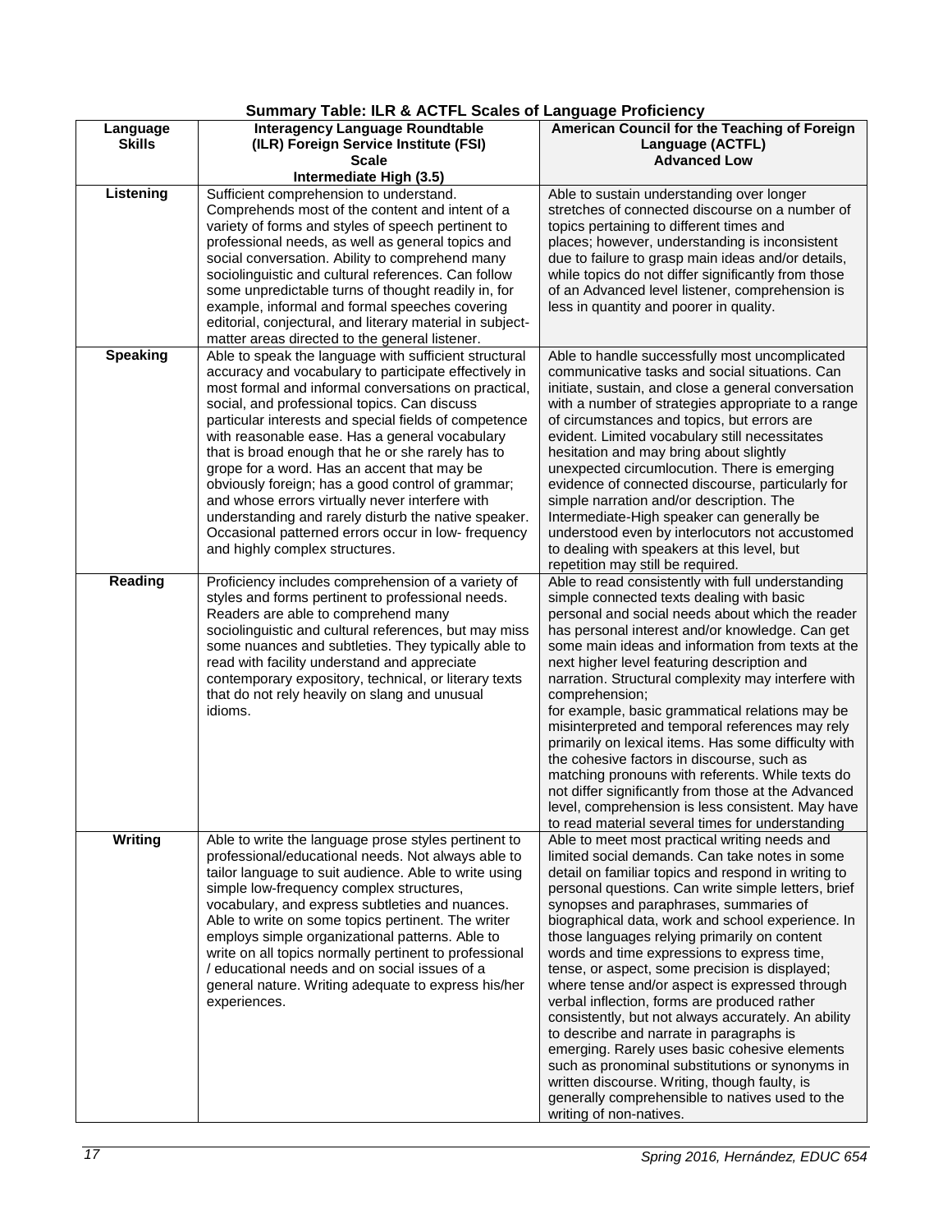## Summary Table: ILR & ACTFL Scales of Language Proficiency

| Language Skills | Interagency Language Roundtable (ILR) Foreign Service Institute (FSI) Scale Intermediate High (3.5) | American Council for the Teaching of Foreign Language (ACTFL) Advanced Low |
|---|---|---|
| **Listening** | Sufficient comprehension to understand. Comprehends most of the content and intent of a variety of forms and styles of speech pertinent to professional needs, as well as general topics and social conversation. Ability to comprehend many sociolinguistic and cultural references. Can follow some unpredictable turns of thought readily in, for example, informal and formal speeches covering editorial, conjectural, and literary material in subject-matter areas directed to the general listener. | Able to sustain understanding over longer stretches of connected discourse on a number of topics pertaining to different times and places; however, understanding is inconsistent due to failure to grasp main ideas and/or details, while topics do not differ significantly from those of an Advanced level listener, comprehension is less in quantity and poorer in quality. |
| **Speaking** | Able to speak the language with sufficient structural accuracy and vocabulary to participate effectively in most formal and informal conversations on practical, social, and professional topics. Can discuss particular interests and special fields of competence with reasonable ease. Has a general vocabulary that is broad enough that he or she rarely has to grope for a word. Has an accent that may be obviously foreign; has a good control of grammar; and whose errors virtually never interfere with understanding and rarely disturb the native speaker. Occasional patterned errors occur in low- frequency and highly complex structures. | Able to handle successfully most uncomplicated communicative tasks and social situations. Can initiate, sustain, and close a general conversation with a number of strategies appropriate to a range of circumstances and topics, but errors are evident. Limited vocabulary still necessitates hesitation and may bring about slightly unexpected circumlocution. There is emerging evidence of connected discourse, particularly for simple narration and/or description. The Intermediate-High speaker can generally be understood even by interlocutors not accustomed to dealing with speakers at this level, but repetition may still be required. |
| **Reading** | Proficiency includes comprehension of a variety of styles and forms pertinent to professional needs. Readers are able to comprehend many sociolinguistic and cultural references, but may miss some nuances and subtleties. They typically able to read with facility understand and appreciate contemporary expository, technical, or literary texts that do not rely heavily on slang and unusual idioms. | Able to read consistently with full understanding simple connected texts dealing with basic personal and social needs about which the reader has personal interest and/or knowledge. Can get some main ideas and information from texts at the next higher level featuring description and narration. Structural complexity may interfere with comprehension; for example, basic grammatical relations may be misinterpreted and temporal references may rely primarily on lexical items. Has some difficulty with the cohesive factors in discourse, such as matching pronouns with referents. While texts do not differ significantly from those at the Advanced level, comprehension is less consistent. May have to read material several times for understanding |
| **Writing** | Able to write the language prose styles pertinent to professional/educational needs. Not always able to tailor language to suit audience. Able to write using simple low-frequency complex structures, vocabulary, and express subtleties and nuances. Able to write on some topics pertinent. The writer employs simple organizational patterns. Able to write on all topics normally pertinent to professional / educational needs and on social issues of a general nature. Writing adequate to express his/her experiences. | Able to meet most practical writing needs and limited social demands. Can take notes in some detail on familiar topics and respond in writing to personal questions. Can write simple letters, brief synopses and paraphrases, summaries of biographical data, work and school experience. In those languages relying primarily on content words and time expressions to express time, tense, or aspect, some precision is displayed; where tense and/or aspect is expressed through verbal inflection, forms are produced rather consistently, but not always accurately. An ability to describe and narrate in paragraphs is emerging. Rarely uses basic cohesive elements such as pronominal substitutions or synonyms in written discourse. Writing, though faulty, is generally comprehensible to natives used to the writing of non-natives. |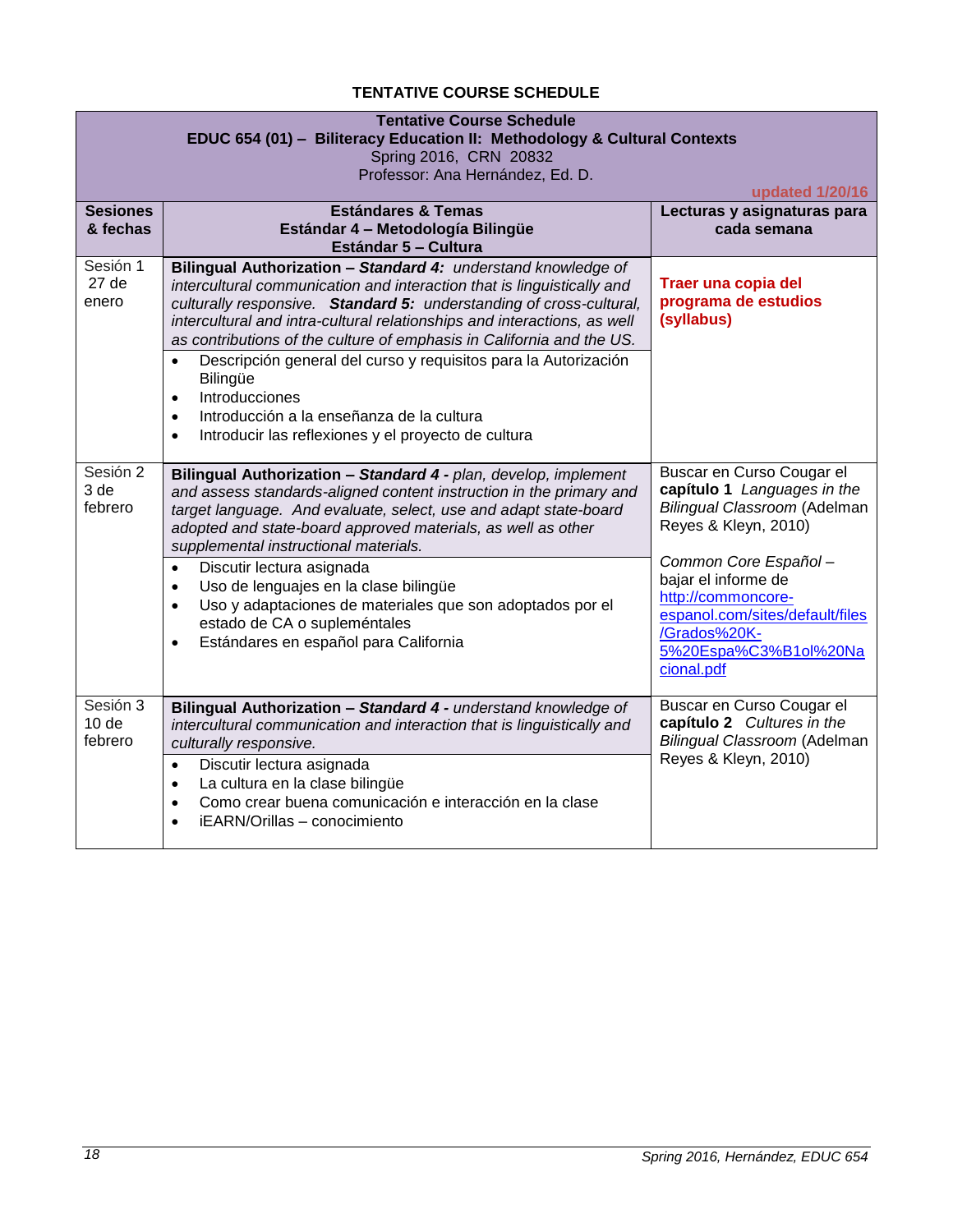## TENTATIVE COURSE SCHEDULE

**Tentative Course Schedule**
**EDUC 654 (01) – Biliteracy Education II: Methodology & Cultural Contexts**
Spring 2016, CRN 20832
Professor: Ana Hernández, Ed. D.

updated 1/20/16

| Sesiones & fechas | Estándares & Temas<br>Estándar 4 – Metodología Bilingüe<br>Estándar 5 – Cultura | Lecturas y asignaturas para cada semana |
|---|---|---|
| Sesión 1<br>27 de enero | **Bilingual Authorization – *Standard 4:*** *understand knowledge of intercultural communication and interaction that is linguistically and culturally responsive.* ***Standard 5:*** *understanding of cross-cultural, intercultural and intra-cultural relationships and interactions, as well as contributions of the culture of emphasis in California and the US.*<br>• Descripción general del curso y requisitos para la Autorización Bilingüe<br>• Introducciones<br>• Introducción a la enseñanza de la cultura<br>• Introducir las reflexiones y el proyecto de cultura | **Traer una copia del programa de estudios (syllabus)** |
| Sesión 2<br>3 de febrero | **Bilingual Authorization – *Standard 4*** *- plan, develop, implement and assess standards-aligned content instruction in the primary and target language. And evaluate, select, use and adapt state-board adopted and state-board approved materials, as well as other supplemental instructional materials.*<br>• Discutir lectura asignada<br>• Uso de lenguajes en la clase bilingüe<br>• Uso y adaptaciones de materiales que son adoptados por el estado de CA o supleméntales<br>• Estándares en español para California | Buscar en Curso Cougar el **capítulo 1** *Languages in the Bilingual Classroom* (Adelman Reyes & Kleyn, 2010)<br><br>*Common Core Español* – bajar el informe de http://commoncore-espanol.com/sites/default/files/Grados%20K-5%20Espa%C3%B1ol%20Nacional.pdf |
| Sesión 3<br>10 de febrero | **Bilingual Authorization – *Standard 4*** *- understand knowledge of intercultural communication and interaction that is linguistically and culturally responsive.*<br>• Discutir lectura asignada<br>• La cultura en la clase bilingüe<br>• Como crear buena comunicación e interacción en la clase<br>• iEARN/Orillas – conocimiento | Buscar en Curso Cougar el **capítulo 2** *Cultures in the Bilingual Classroom* (Adelman Reyes & Kleyn, 2010) |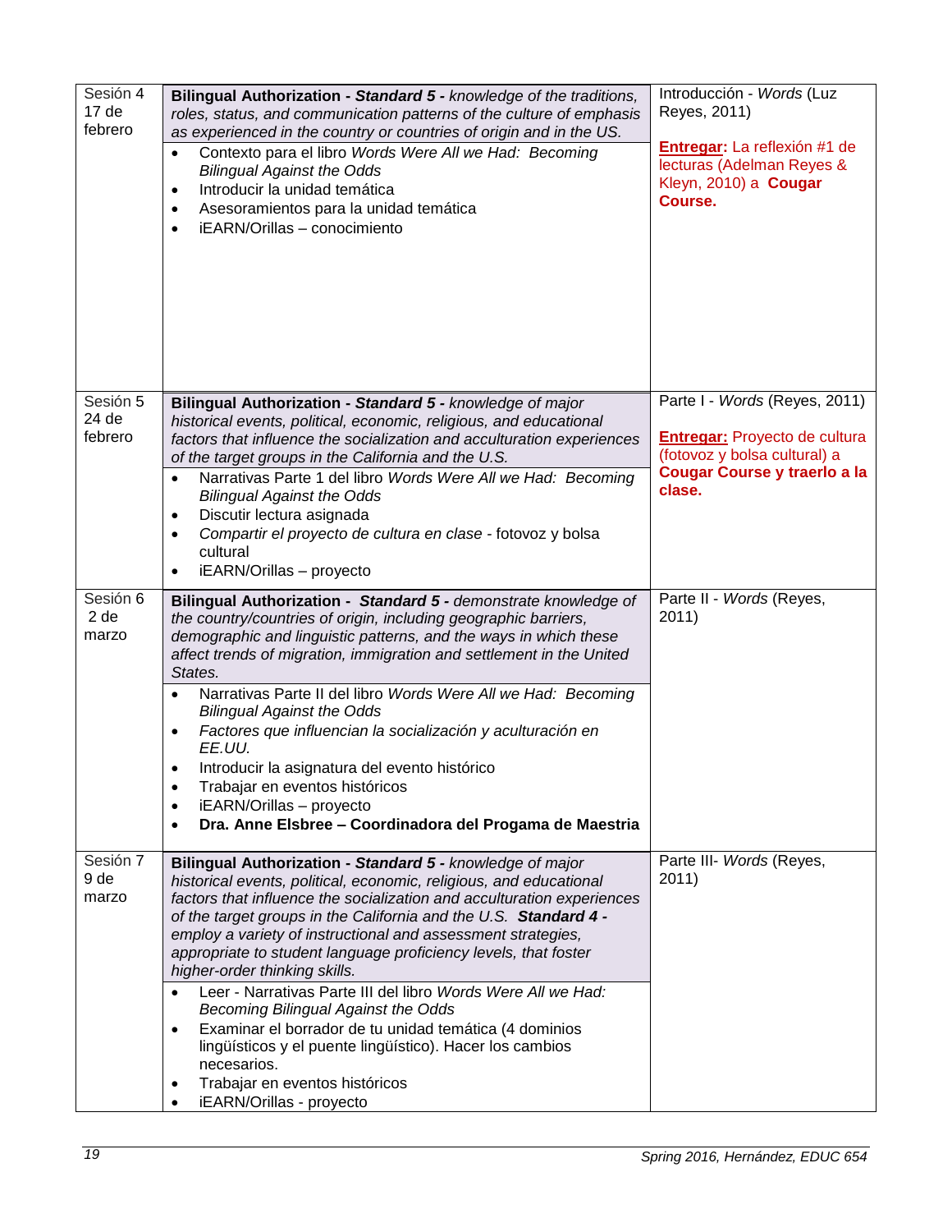| Sesión 4<br>17 de febrero | **Bilingual Authorization -** ***Standard 5 -*** *knowledge of the traditions, roles, status, and communication patterns of the culture of emphasis as experienced in the country or countries of origin and in the US.*<br>• Contexto para el libro *Words Were All we Had: Becoming Bilingual Against the Odds*<br>• Introducir la unidad temática<br>• Asesoramientos para la unidad temática<br>• iEARN/Orillas – conocimiento | Introducción - *Words* (Luz Reyes, 2011)<br><br>**Entregar:** La reflexión #1 de lecturas (Adelman Reyes & Kleyn, 2010) a **Cougar Course.** |
|---|---|---|
| Sesión 5<br>24 de febrero | **Bilingual Authorization -** ***Standard 5 -*** *knowledge of major historical events, political, economic, religious, and educational factors that influence the socialization and acculturation experiences of the target groups in the California and the U.S.*<br>• Narrativas Parte 1 del libro *Words Were All we Had: Becoming Bilingual Against the Odds*<br>• Discutir lectura asignada<br>• *Compartir el proyecto de cultura en clase* - fotovoz y bolsa cultural<br>• iEARN/Orillas – proyecto | Parte I - *Words* (Reyes, 2011)<br><br>**Entregar:** Proyecto de cultura (fotovoz y bolsa cultural) a **Cougar Course y traerlo a la clase.** |
| Sesión 6<br>2 de marzo | **Bilingual Authorization -** ***Standard 5 -*** *demonstrate knowledge of the country/countries of origin, including geographic barriers, demographic and linguistic patterns, and the ways in which these affect trends of migration, immigration and settlement in the United States.*<br>• Narrativas Parte II del libro *Words Were All we Had: Becoming Bilingual Against the Odds*<br>• *Factores que influencian la socialización y aculturación en EE.UU.*<br>• Introducir la asignatura del evento histórico<br>• Trabajar en eventos históricos<br>• iEARN/Orillas – proyecto<br>• **Dra. Anne Elsbree – Coordinadora del Progama de Maestria** | Parte II - *Words* (Reyes, 2011) |
| Sesión 7<br>9 de marzo | **Bilingual Authorization -** ***Standard 5 -*** *knowledge of major historical events, political, economic, religious, and educational factors that influence the socialization and acculturation experiences of the target groups in the California and the U.S.* ***Standard 4 -*** *employ a variety of instructional and assessment strategies, appropriate to student language proficiency levels, that foster higher-order thinking skills.*<br>• Leer - Narrativas Parte III del libro *Words Were All we Had: Becoming Bilingual Against the Odds*<br>• Examinar el borrador de tu unidad temática (4 dominios lingüísticos y el puente lingüístico). Hacer los cambios necesarios.<br>• Trabajar en eventos históricos<br>• iEARN/Orillas - proyecto | Parte III- *Words* (Reyes, 2011) |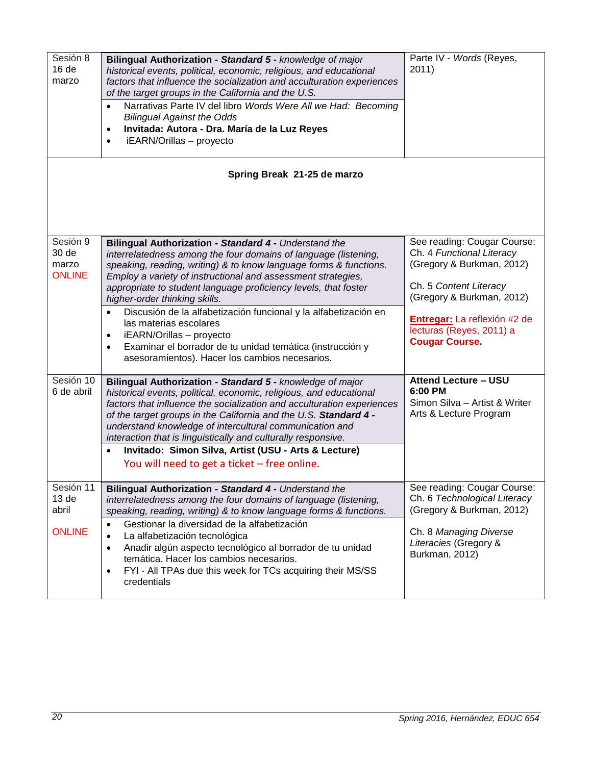| | | |
|---|---|---|
| Sesión 8<br>16 de marzo | **Bilingual Authorization - *Standard 5 -*** *knowledge of major historical events, political, economic, religious, and educational factors that influence the socialization and acculturation experiences of the target groups in the California and the U.S.*<br>• Narrativas Parte IV del libro *Words Were All we Had: Becoming Bilingual Against the Odds*<br>• **Invitada: Autora - Dra. María de la Luz Reyes**<br>• iEARN/Orillas – proyecto | Parte IV - *Words* (Reyes, 2011) |
| **Spring Break 21-25 de marzo** | | |
| Sesión 9<br>30 de marzo<br>ONLINE | **Bilingual Authorization - *Standard 4 -*** *Understand the interrelatedness among the four domains of language (listening, speaking, reading, writing) & to know language forms & functions. Employ a variety of instructional and assessment strategies, appropriate to student language proficiency levels, that foster higher-order thinking skills.*<br>• Discusión de la alfabetización funcional y la alfabetización en las materias escolares<br>• iEARN/Orillas – proyecto<br>• Examinar el borrador de tu unidad temática (instrucción y asesoramientos). Hacer los cambios necesarios. | See reading: Cougar Course: Ch. 4 *Functional Literacy* (Gregory & Burkman, 2012)<br><br>Ch. 5 *Content Literacy* (Gregory & Burkman, 2012)<br><br>**Entregar:** La reflexión #2 de lecturas (Reyes, 2011) a **Cougar Course.** |
| Sesión 10<br>6 de abril | **Bilingual Authorization - *Standard 5 -*** *knowledge of major historical events, political, economic, religious, and educational factors that influence the socialization and acculturation experiences of the target groups in the California and the U.S.* ***Standard 4 -*** *understand knowledge of intercultural communication and interaction that is linguistically and culturally responsive.*<br>• **Invitado: Simon Silva, Artist (USU - Arts & Lecture)**<br>You will need to get a ticket – free online. | **Attend Lecture – USU 6:00 PM**<br>Simon Silva – Artist & Writer Arts & Lecture Program |
| Sesión 11<br>13 de abril<br><br>ONLINE | **Bilingual Authorization - *Standard 4 -*** *Understand the interrelatedness among the four domains of language (listening, speaking, reading, writing) & to know language forms & functions.*<br>• Gestionar la diversidad de la alfabetización<br>• La alfabetización tecnológica<br>• Anadir algún aspecto tecnológico al borrador de tu unidad temática. Hacer los cambios necesarios.<br>• FYI - All TPAs due this week for TCs acquiring their MS/SS credentials | See reading: Cougar Course: Ch. 6 *Technological Literacy* (Gregory & Burkman, 2012)<br><br>Ch. 8 *Managing Diverse Literacies* (Gregory & Burkman, 2012) |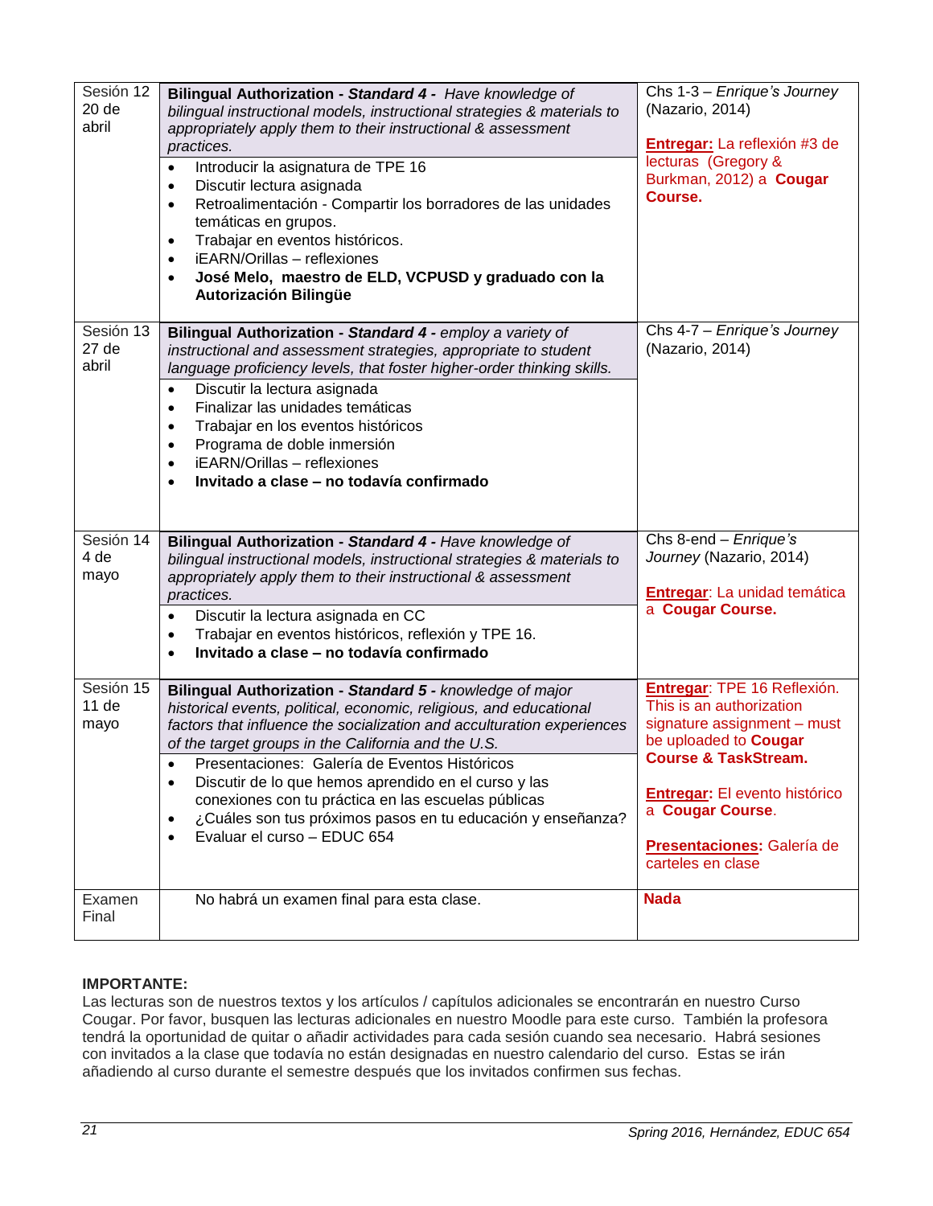| | | |
|---|---|---|
| Sesión 12<br>20 de abril | **Bilingual Authorization - *Standard 4 -*** *Have knowledge of bilingual instructional models, instructional strategies & materials to appropriately apply them to their instructional & assessment practices.*<br>• Introducir la asignatura de TPE 16<br>• Discutir lectura asignada<br>• Retroalimentación - Compartir los borradores de las unidades temáticas en grupos.<br>• Trabajar en eventos históricos.<br>• iEARN/Orillas – reflexiones<br>• **José Melo, maestro de ELD, VCPUSD y graduado con la Autorización Bilingüe** | Chs 1-3 – *Enrique's Journey* (Nazario, 2014)<br><br>**Entregar:** La reflexión #3 de lecturas (Gregory & Burkman, 2012) a **Cougar Course.** |
| Sesión 13<br>27 de abril | **Bilingual Authorization - *Standard 4 -*** *employ a variety of instructional and assessment strategies, appropriate to student language proficiency levels, that foster higher-order thinking skills.*<br>• Discutir la lectura asignada<br>• Finalizar las unidades temáticas<br>• Trabajar en los eventos históricos<br>• Programa de doble inmersión<br>• iEARN/Orillas – reflexiones<br>• **Invitado a clase – no todavía confirmado** | Chs 4-7 – *Enrique's Journey* (Nazario, 2014) |
| Sesión 14<br>4 de mayo | **Bilingual Authorization - *Standard 4 -*** *Have knowledge of bilingual instructional models, instructional strategies & materials to appropriately apply them to their instructional & assessment practices.*<br>• Discutir la lectura asignada en CC<br>• Trabajar en eventos históricos, reflexión y TPE 16.<br>• **Invitado a clase – no todavía confirmado** | Chs 8-end – *Enrique's Journey* (Nazario, 2014)<br><br>**Entregar**: La unidad temática a **Cougar Course.** |
| Sesión 15<br>11 de mayo | **Bilingual Authorization - *Standard 5 -*** *knowledge of major historical events, political, economic, religious, and educational factors that influence the socialization and acculturation experiences of the target groups in the California and the U.S.*<br>• Presentaciones: Galería de Eventos Históricos<br>• Discutir de lo que hemos aprendido en el curso y las conexiones con tu práctica en las escuelas públicas<br>• ¿Cuáles son tus próximos pasos en tu educación y enseñanza?<br>• Evaluar el curso – EDUC 654 | **Entregar**: TPE 16 Reflexión. This is an authorization signature assignment – must be uploaded to **Cougar Course & TaskStream.**<br><br>**Entregar:** El evento histórico a **Cougar Course**.<br><br>**Presentaciones:** Galería de carteles en clase |
| Examen Final | No habrá un examen final para esta clase. | **Nada** |

**IMPORTANTE:**
Las lecturas son de nuestros textos y los artículos / capítulos adicionales se encontrarán en nuestro Curso Cougar. Por favor, busquen las lecturas adicionales en nuestro Moodle para este curso. También la profesora tendrá la oportunidad de quitar o añadir actividades para cada sesión cuando sea necesario. Habrá sesiones con invitados a la clase que todavía no están designadas en nuestro calendario del curso. Estas se irán añadiendo al curso durante el semestre después que los invitados confirmen sus fechas.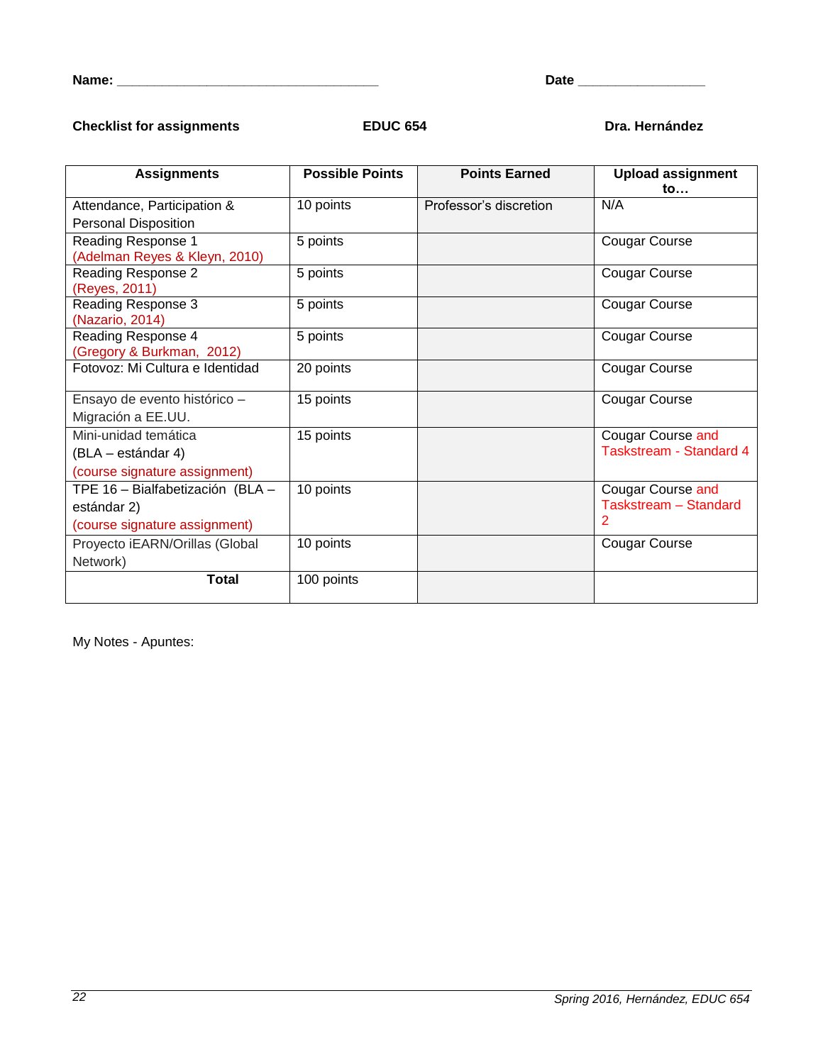**Name:** ___________________________________ **Date** ________________

**Checklist for assignments** **EDUC 654** **Dra. Hernández**

| Assignments | Possible Points | Points Earned | Upload assignment to… |
|---|---|---|---|
| Attendance, Participation & Personal Disposition | 10 points | Professor's discretion | N/A |
| Reading Response 1 (Adelman Reyes & Kleyn, 2010) | 5 points | | Cougar Course |
| Reading Response 2 (Reyes, 2011) | 5 points | | Cougar Course |
| Reading Response 3 (Nazario, 2014) | 5 points | | Cougar Course |
| Reading Response 4 (Gregory & Burkman, 2012) | 5 points | | Cougar Course |
| Fotovoz: Mi Cultura e Identidad | 20 points | | Cougar Course |
| Ensayo de evento histórico – Migración a EE.UU. | 15 points | | Cougar Course |
| Mini-unidad temática (BLA – estándar 4) (course signature assignment) | 15 points | | Cougar Course and Taskstream - Standard 4 |
| TPE 16 – Bialfabetización (BLA – estándar 2) (course signature assignment) | 10 points | | Cougar Course and Taskstream – Standard 2 |
| Proyecto iEARN/Orillas (Global Network) | 10 points | | Cougar Course |
| **Total** | 100 points | | |

My Notes - Apuntes: